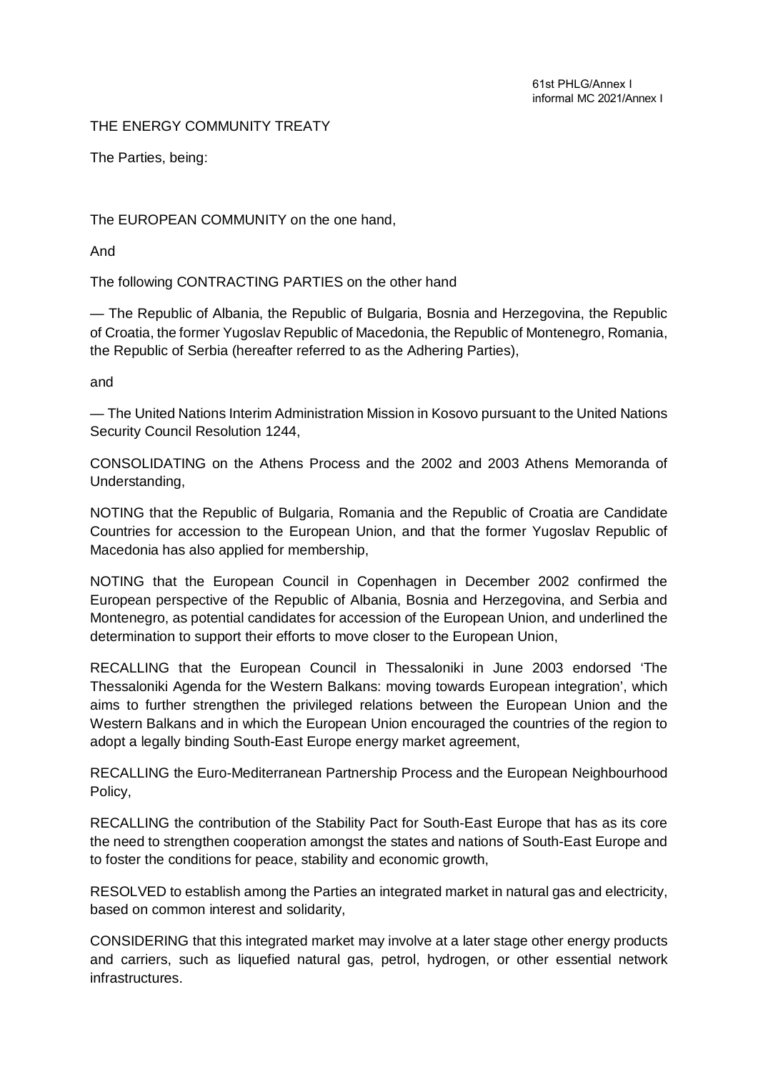61st PHLG/Annex I
informal MC 2021/Annex I

# THE ENERGY COMMUNITY TREATY

The Parties, being:

The EUROPEAN COMMUNITY on the one hand,

And

The following CONTRACTING PARTIES on the other hand

— The Republic of Albania, the Republic of Bulgaria, Bosnia and Herzegovina, the Republic of Croatia, the former Yugoslav Republic of Macedonia, the Republic of Montenegro, Romania, the Republic of Serbia (hereafter referred to as the Adhering Parties),

and

— The United Nations Interim Administration Mission in Kosovo pursuant to the United Nations Security Council Resolution 1244,

CONSOLIDATING on the Athens Process and the 2002 and 2003 Athens Memoranda of Understanding,

NOTING that the Republic of Bulgaria, Romania and the Republic of Croatia are Candidate Countries for accession to the European Union, and that the former Yugoslav Republic of Macedonia has also applied for membership,

NOTING that the European Council in Copenhagen in December 2002 confirmed the European perspective of the Republic of Albania, Bosnia and Herzegovina, and Serbia and Montenegro, as potential candidates for accession of the European Union, and underlined the determination to support their efforts to move closer to the European Union,

RECALLING that the European Council in Thessaloniki in June 2003 endorsed 'The Thessaloniki Agenda for the Western Balkans: moving towards European integration', which aims to further strengthen the privileged relations between the European Union and the Western Balkans and in which the European Union encouraged the countries of the region to adopt a legally binding South-East Europe energy market agreement,

RECALLING the Euro-Mediterranean Partnership Process and the European Neighbourhood Policy,

RECALLING the contribution of the Stability Pact for South-East Europe that has as its core the need to strengthen cooperation amongst the states and nations of South-East Europe and to foster the conditions for peace, stability and economic growth,

RESOLVED to establish among the Parties an integrated market in natural gas and electricity, based on common interest and solidarity,

CONSIDERING that this integrated market may involve at a later stage other energy products and carriers, such as liquefied natural gas, petrol, hydrogen, or other essential network infrastructures.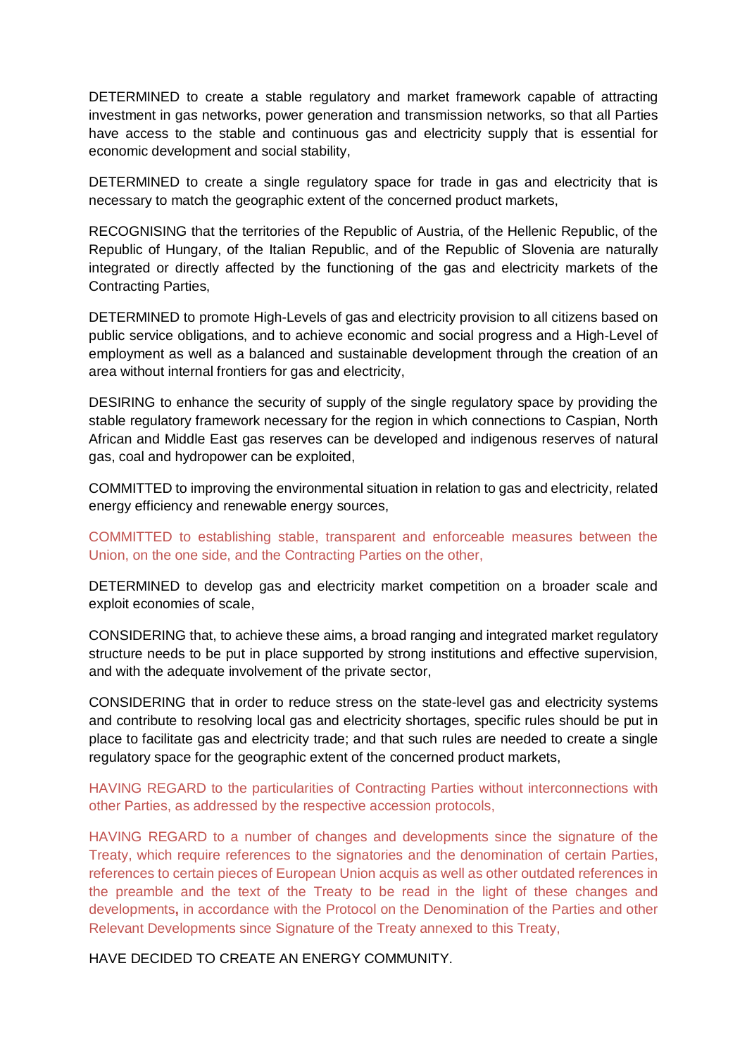DETERMINED to create a stable regulatory and market framework capable of attracting investment in gas networks, power generation and transmission networks, so that all Parties have access to the stable and continuous gas and electricity supply that is essential for economic development and social stability,

DETERMINED to create a single regulatory space for trade in gas and electricity that is necessary to match the geographic extent of the concerned product markets,

RECOGNISING that the territories of the Republic of Austria, of the Hellenic Republic, of the Republic of Hungary, of the Italian Republic, and of the Republic of Slovenia are naturally integrated or directly affected by the functioning of the gas and electricity markets of the Contracting Parties,

DETERMINED to promote High-Levels of gas and electricity provision to all citizens based on public service obligations, and to achieve economic and social progress and a High-Level of employment as well as a balanced and sustainable development through the creation of an area without internal frontiers for gas and electricity,

DESIRING to enhance the security of supply of the single regulatory space by providing the stable regulatory framework necessary for the region in which connections to Caspian, North African and Middle East gas reserves can be developed and indigenous reserves of natural gas, coal and hydropower can be exploited,

COMMITTED to improving the environmental situation in relation to gas and electricity, related energy efficiency and renewable energy sources,

COMMITTED to establishing stable, transparent and enforceable measures between the Union, on the one side, and the Contracting Parties on the other,

DETERMINED to develop gas and electricity market competition on a broader scale and exploit economies of scale,

CONSIDERING that, to achieve these aims, a broad ranging and integrated market regulatory structure needs to be put in place supported by strong institutions and effective supervision, and with the adequate involvement of the private sector,

CONSIDERING that in order to reduce stress on the state-level gas and electricity systems and contribute to resolving local gas and electricity shortages, specific rules should be put in place to facilitate gas and electricity trade; and that such rules are needed to create a single regulatory space for the geographic extent of the concerned product markets,

HAVING REGARD to the particularities of Contracting Parties without interconnections with other Parties, as addressed by the respective accession protocols,

HAVING REGARD to a number of changes and developments since the signature of the Treaty, which require references to the signatories and the denomination of certain Parties, references to certain pieces of European Union acquis as well as other outdated references in the preamble and the text of the Treaty to be read in the light of these changes and developments, in accordance with the Protocol on the Denomination of the Parties and other Relevant Developments since Signature of the Treaty annexed to this Treaty,

HAVE DECIDED TO CREATE AN ENERGY COMMUNITY.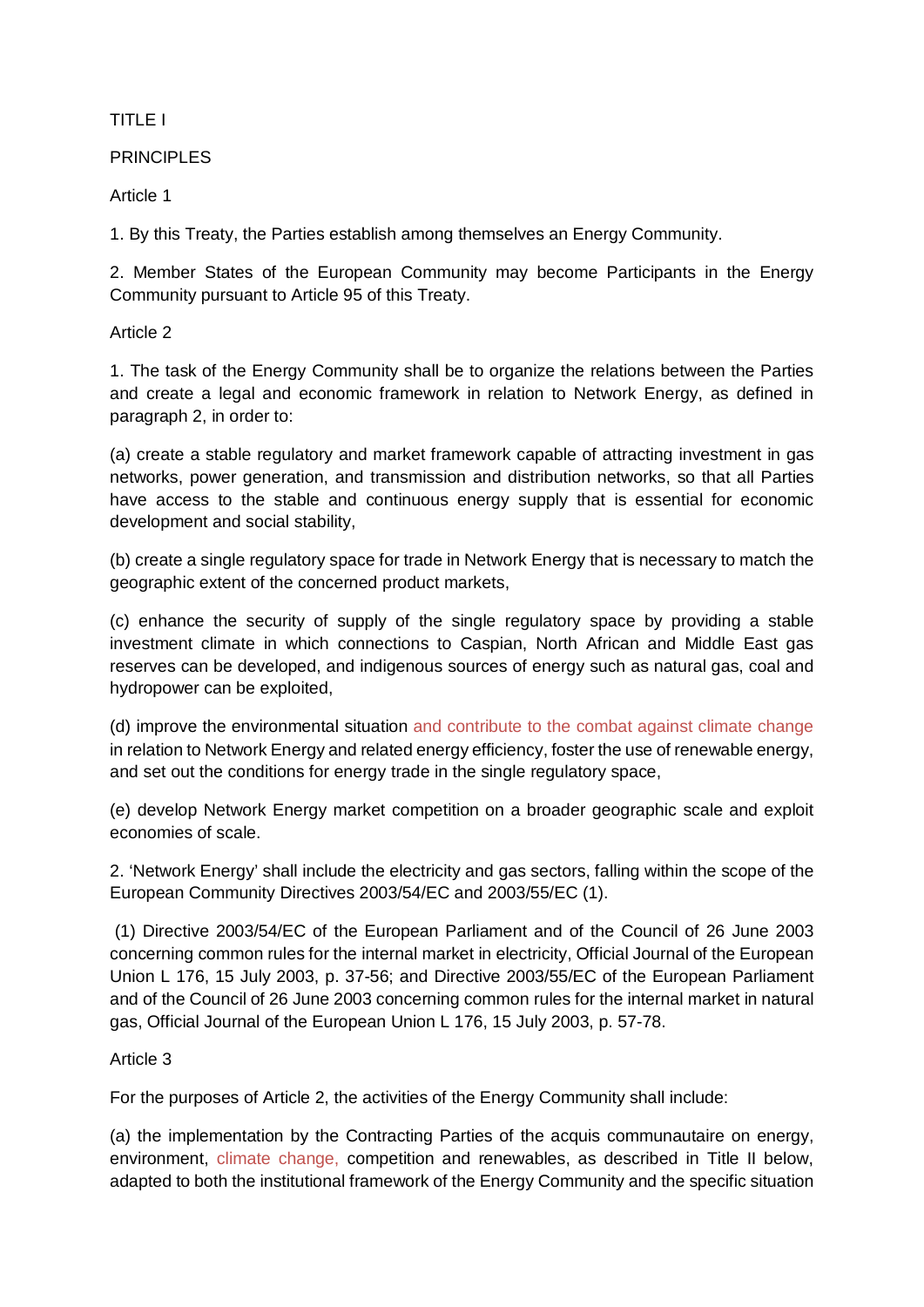TITLE I

PRINCIPLES

Article 1

1. By this Treaty, the Parties establish among themselves an Energy Community.

2. Member States of the European Community may become Participants in the Energy Community pursuant to Article 95 of this Treaty.

Article 2

1. The task of the Energy Community shall be to organize the relations between the Parties and create a legal and economic framework in relation to Network Energy, as defined in paragraph 2, in order to:

(a) create a stable regulatory and market framework capable of attracting investment in gas networks, power generation, and transmission and distribution networks, so that all Parties have access to the stable and continuous energy supply that is essential for economic development and social stability,

(b) create a single regulatory space for trade in Network Energy that is necessary to match the geographic extent of the concerned product markets,

(c) enhance the security of supply of the single regulatory space by providing a stable investment climate in which connections to Caspian, North African and Middle East gas reserves can be developed, and indigenous sources of energy such as natural gas, coal and hydropower can be exploited,

(d) improve the environmental situation and contribute to the combat against climate change in relation to Network Energy and related energy efficiency, foster the use of renewable energy, and set out the conditions for energy trade in the single regulatory space,

(e) develop Network Energy market competition on a broader geographic scale and exploit economies of scale.

2. 'Network Energy' shall include the electricity and gas sectors, falling within the scope of the European Community Directives 2003/54/EC and 2003/55/EC (1).

(1) Directive 2003/54/EC of the European Parliament and of the Council of 26 June 2003 concerning common rules for the internal market in electricity, Official Journal of the European Union L 176, 15 July 2003, p. 37-56; and Directive 2003/55/EC of the European Parliament and of the Council of 26 June 2003 concerning common rules for the internal market in natural gas, Official Journal of the European Union L 176, 15 July 2003, p. 57-78.

Article 3

For the purposes of Article 2, the activities of the Energy Community shall include:

(a) the implementation by the Contracting Parties of the acquis communautaire on energy, environment, climate change, competition and renewables, as described in Title II below, adapted to both the institutional framework of the Energy Community and the specific situation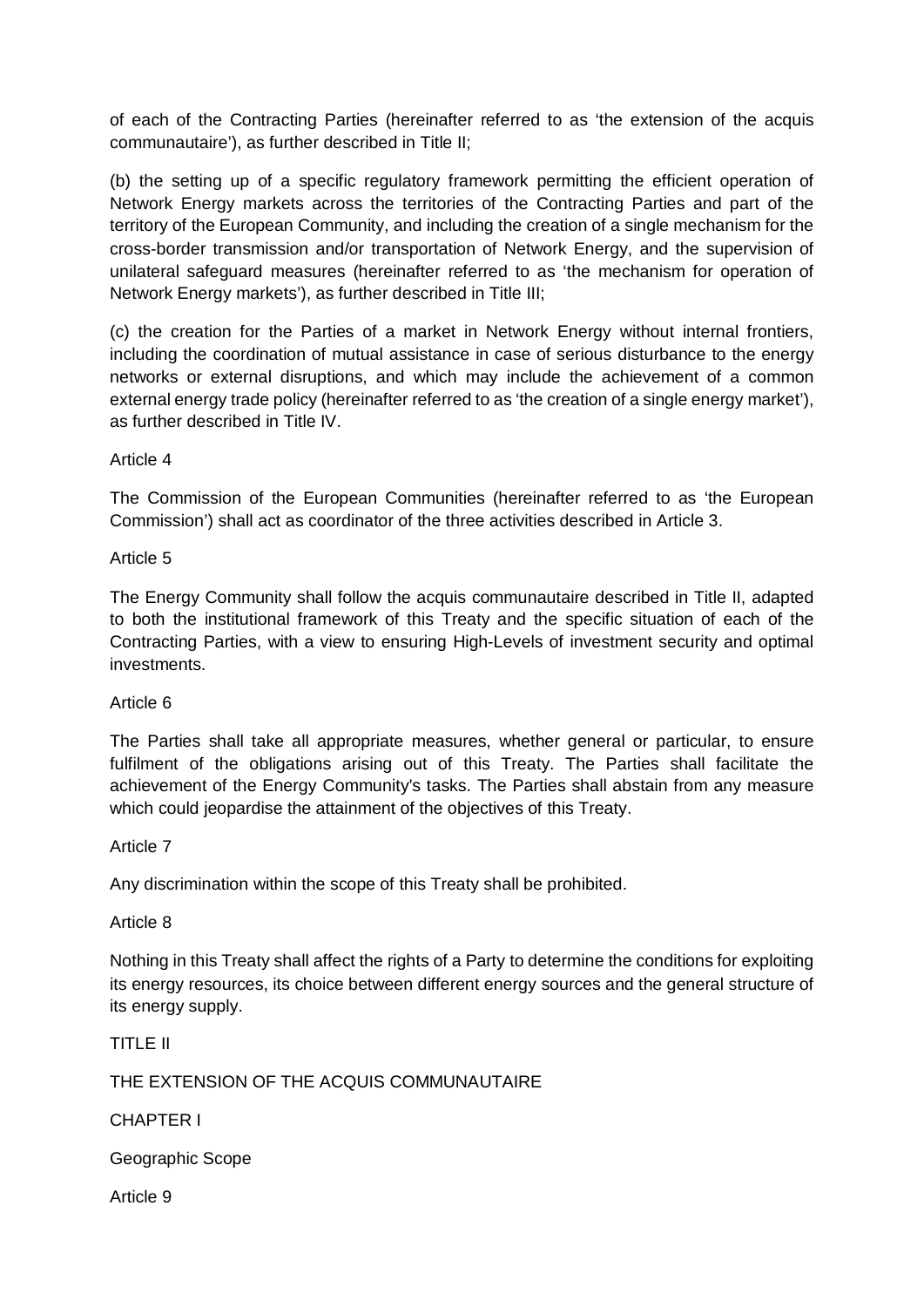of each of the Contracting Parties (hereinafter referred to as 'the extension of the acquis communautaire'), as further described in Title II;

(b) the setting up of a specific regulatory framework permitting the efficient operation of Network Energy markets across the territories of the Contracting Parties and part of the territory of the European Community, and including the creation of a single mechanism for the cross-border transmission and/or transportation of Network Energy, and the supervision of unilateral safeguard measures (hereinafter referred to as 'the mechanism for operation of Network Energy markets'), as further described in Title III;

(c) the creation for the Parties of a market in Network Energy without internal frontiers, including the coordination of mutual assistance in case of serious disturbance to the energy networks or external disruptions, and which may include the achievement of a common external energy trade policy (hereinafter referred to as 'the creation of a single energy market'), as further described in Title IV.

Article 4

The Commission of the European Communities (hereinafter referred to as 'the European Commission') shall act as coordinator of the three activities described in Article 3.

Article 5

The Energy Community shall follow the acquis communautaire described in Title II, adapted to both the institutional framework of this Treaty and the specific situation of each of the Contracting Parties, with a view to ensuring High-Levels of investment security and optimal investments.

Article 6

The Parties shall take all appropriate measures, whether general or particular, to ensure fulfilment of the obligations arising out of this Treaty. The Parties shall facilitate the achievement of the Energy Community's tasks. The Parties shall abstain from any measure which could jeopardise the attainment of the objectives of this Treaty.

Article 7

Any discrimination within the scope of this Treaty shall be prohibited.

Article 8

Nothing in this Treaty shall affect the rights of a Party to determine the conditions for exploiting its energy resources, its choice between different energy sources and the general structure of its energy supply.

## TITLE II

## THE EXTENSION OF THE ACQUIS COMMUNAUTAIRE

### CHAPTER I

### Geographic Scope

Article 9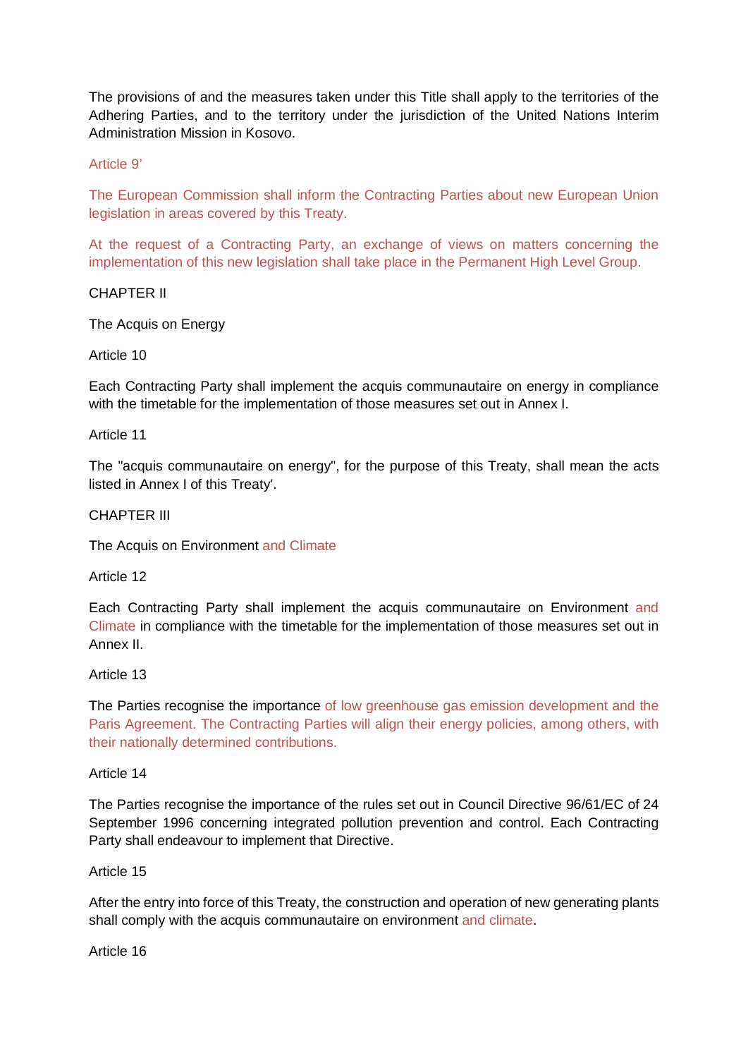The provisions of and the measures taken under this Title shall apply to the territories of the Adhering Parties, and to the territory under the jurisdiction of the United Nations Interim Administration Mission in Kosovo.

Article 9'

The European Commission shall inform the Contracting Parties about new European Union legislation in areas covered by this Treaty.

At the request of a Contracting Party, an exchange of views on matters concerning the implementation of this new legislation shall take place in the Permanent High Level Group.

CHAPTER II

The Acquis on Energy

Article 10

Each Contracting Party shall implement the acquis communautaire on energy in compliance with the timetable for the implementation of those measures set out in Annex I.

Article 11

The "acquis communautaire on energy", for the purpose of this Treaty, shall mean the acts listed in Annex I of this Treaty'.

CHAPTER III

The Acquis on Environment and Climate

Article 12

Each Contracting Party shall implement the acquis communautaire on Environment and Climate in compliance with the timetable for the implementation of those measures set out in Annex II.

Article 13

The Parties recognise the importance of low greenhouse gas emission development and the Paris Agreement. The Contracting Parties will align their energy policies, among others, with their nationally determined contributions.

Article 14

The Parties recognise the importance of the rules set out in Council Directive 96/61/EC of 24 September 1996 concerning integrated pollution prevention and control. Each Contracting Party shall endeavour to implement that Directive.

Article 15

After the entry into force of this Treaty, the construction and operation of new generating plants shall comply with the acquis communautaire on environment and climate.

Article 16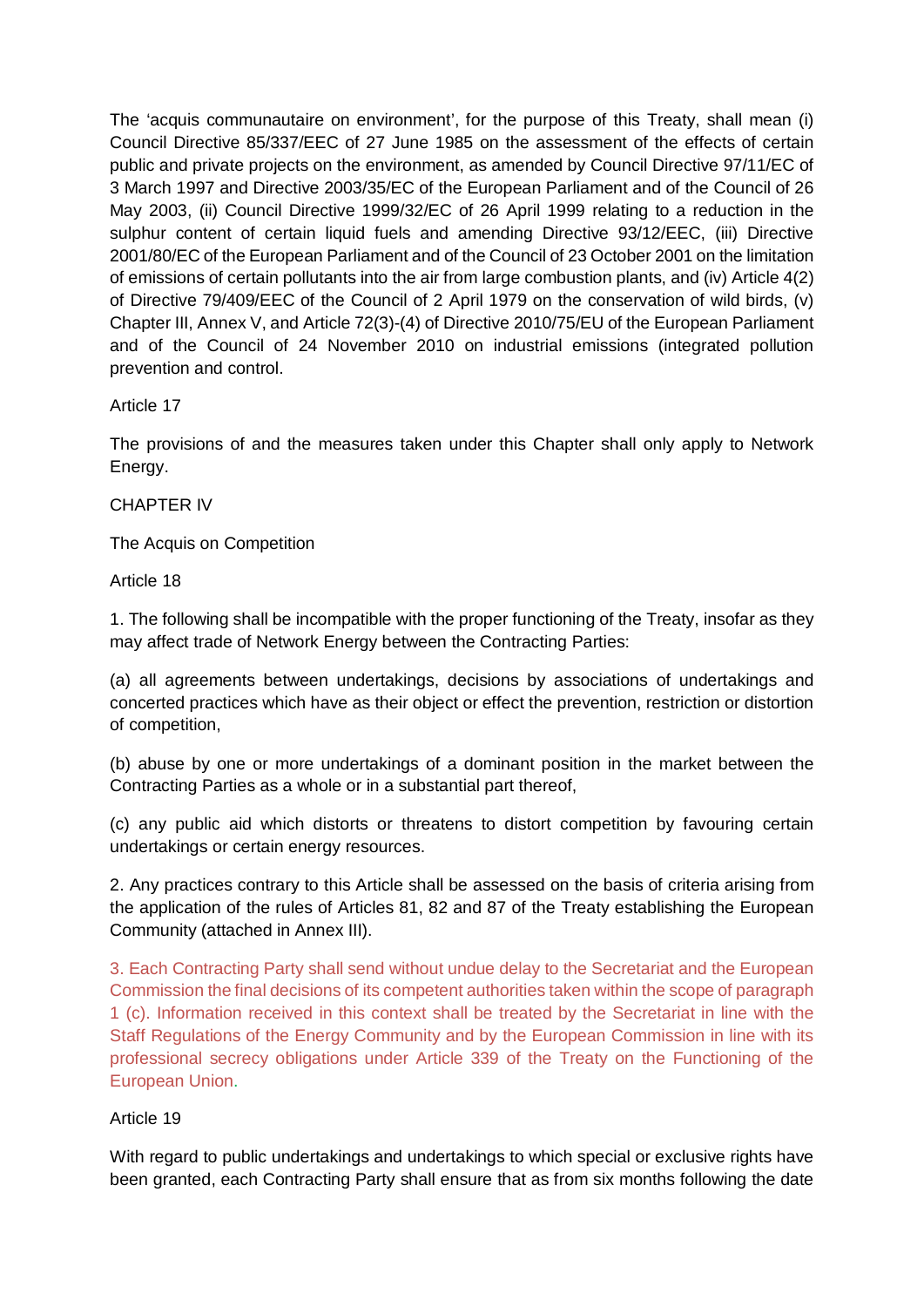The 'acquis communautaire on environment', for the purpose of this Treaty, shall mean (i) Council Directive 85/337/EEC of 27 June 1985 on the assessment of the effects of certain public and private projects on the environment, as amended by Council Directive 97/11/EC of 3 March 1997 and Directive 2003/35/EC of the European Parliament and of the Council of 26 May 2003, (ii) Council Directive 1999/32/EC of 26 April 1999 relating to a reduction in the sulphur content of certain liquid fuels and amending Directive 93/12/EEC, (iii) Directive 2001/80/EC of the European Parliament and of the Council of 23 October 2001 on the limitation of emissions of certain pollutants into the air from large combustion plants, and (iv) Article 4(2) of Directive 79/409/EEC of the Council of 2 April 1979 on the conservation of wild birds, (v) Chapter III, Annex V, and Article 72(3)-(4) of Directive 2010/75/EU of the European Parliament and of the Council of 24 November 2010 on industrial emissions (integrated pollution prevention and control.

Article 17

The provisions of and the measures taken under this Chapter shall only apply to Network Energy.

CHAPTER IV

The Acquis on Competition

Article 18

1. The following shall be incompatible with the proper functioning of the Treaty, insofar as they may affect trade of Network Energy between the Contracting Parties:

(a) all agreements between undertakings, decisions by associations of undertakings and concerted practices which have as their object or effect the prevention, restriction or distortion of competition,

(b) abuse by one or more undertakings of a dominant position in the market between the Contracting Parties as a whole or in a substantial part thereof,

(c) any public aid which distorts or threatens to distort competition by favouring certain undertakings or certain energy resources.

2. Any practices contrary to this Article shall be assessed on the basis of criteria arising from the application of the rules of Articles 81, 82 and 87 of the Treaty establishing the European Community (attached in Annex III).

3. Each Contracting Party shall send without undue delay to the Secretariat and the European Commission the final decisions of its competent authorities taken within the scope of paragraph 1 (c). Information received in this context shall be treated by the Secretariat in line with the Staff Regulations of the Energy Community and by the European Commission in line with its professional secrecy obligations under Article 339 of the Treaty on the Functioning of the European Union.

Article 19

With regard to public undertakings and undertakings to which special or exclusive rights have been granted, each Contracting Party shall ensure that as from six months following the date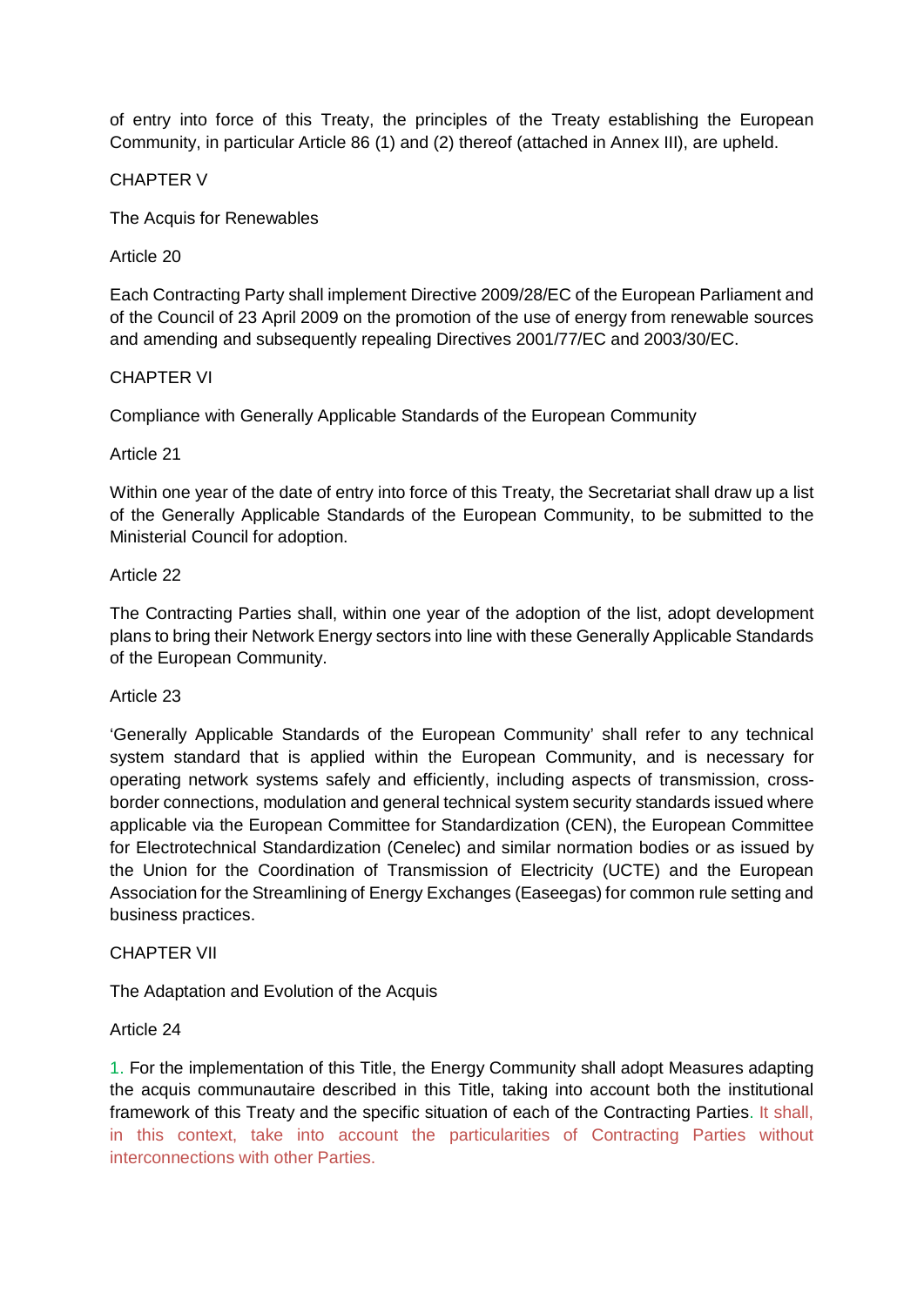of entry into force of this Treaty, the principles of the Treaty establishing the European Community, in particular Article 86 (1) and (2) thereof (attached in Annex III), are upheld.

## CHAPTER V

## The Acquis for Renewables

### Article 20

Each Contracting Party shall implement Directive 2009/28/EC of the European Parliament and of the Council of 23 April 2009 on the promotion of the use of energy from renewable sources and amending and subsequently repealing Directives 2001/77/EC and 2003/30/EC.

## CHAPTER VI

## Compliance with Generally Applicable Standards of the European Community

### Article 21

Within one year of the date of entry into force of this Treaty, the Secretariat shall draw up a list of the Generally Applicable Standards of the European Community, to be submitted to the Ministerial Council for adoption.

### Article 22

The Contracting Parties shall, within one year of the adoption of the list, adopt development plans to bring their Network Energy sectors into line with these Generally Applicable Standards of the European Community.

### Article 23

'Generally Applicable Standards of the European Community' shall refer to any technical system standard that is applied within the European Community, and is necessary for operating network systems safely and efficiently, including aspects of transmission, cross-border connections, modulation and general technical system security standards issued where applicable via the European Committee for Standardization (CEN), the European Committee for Electrotechnical Standardization (Cenelec) and similar normation bodies or as issued by the Union for the Coordination of Transmission of Electricity (UCTE) and the European Association for the Streamlining of Energy Exchanges (Easeegas) for common rule setting and business practices.

## CHAPTER VII

## The Adaptation and Evolution of the Acquis

### Article 24

1. For the implementation of this Title, the Energy Community shall adopt Measures adapting the acquis communautaire described in this Title, taking into account both the institutional framework of this Treaty and the specific situation of each of the Contracting Parties. It shall, in this context, take into account the particularities of Contracting Parties without interconnections with other Parties.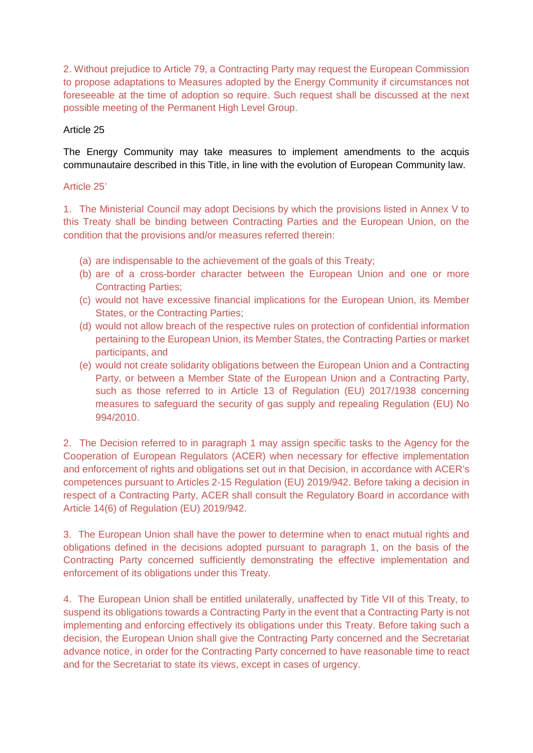2. Without prejudice to Article 79, a Contracting Party may request the European Commission to propose adaptations to Measures adopted by the Energy Community if circumstances not foreseeable at the time of adoption so require. Such request shall be discussed at the next possible meeting of the Permanent High Level Group.

Article 25

The Energy Community may take measures to implement amendments to the acquis communautaire described in this Title, in line with the evolution of European Community law.

Article 25'

1. The Ministerial Council may adopt Decisions by which the provisions listed in Annex V to this Treaty shall be binding between Contracting Parties and the European Union, on the condition that the provisions and/or measures referred therein:

(a) are indispensable to the achievement of the goals of this Treaty;
(b) are of a cross-border character between the European Union and one or more Contracting Parties;
(c) would not have excessive financial implications for the European Union, its Member States, or the Contracting Parties;
(d) would not allow breach of the respective rules on protection of confidential information pertaining to the European Union, its Member States, the Contracting Parties or market participants, and
(e) would not create solidarity obligations between the European Union and a Contracting Party, or between a Member State of the European Union and a Contracting Party, such as those referred to in Article 13 of Regulation (EU) 2017/1938 concerning measures to safeguard the security of gas supply and repealing Regulation (EU) No 994/2010.

2. The Decision referred to in paragraph 1 may assign specific tasks to the Agency for the Cooperation of European Regulators (ACER) when necessary for effective implementation and enforcement of rights and obligations set out in that Decision, in accordance with ACER's competences pursuant to Articles 2-15 Regulation (EU) 2019/942. Before taking a decision in respect of a Contracting Party, ACER shall consult the Regulatory Board in accordance with Article 14(6) of Regulation (EU) 2019/942.

3. The European Union shall have the power to determine when to enact mutual rights and obligations defined in the decisions adopted pursuant to paragraph 1, on the basis of the Contracting Party concerned sufficiently demonstrating the effective implementation and enforcement of its obligations under this Treaty.

4. The European Union shall be entitled unilaterally, unaffected by Title VII of this Treaty, to suspend its obligations towards a Contracting Party in the event that a Contracting Party is not implementing and enforcing effectively its obligations under this Treaty. Before taking such a decision, the European Union shall give the Contracting Party concerned and the Secretariat advance notice, in order for the Contracting Party concerned to have reasonable time to react and for the Secretariat to state its views, except in cases of urgency.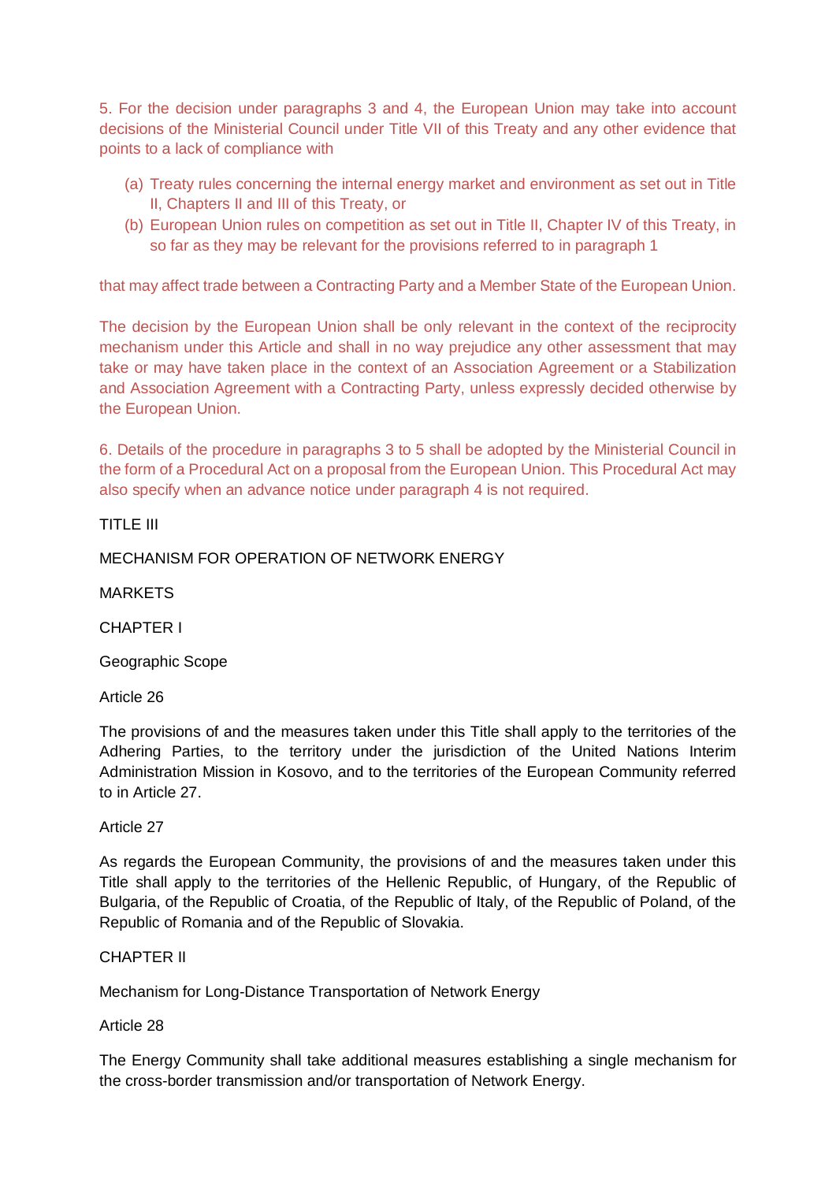5. For the decision under paragraphs 3 and 4, the European Union may take into account decisions of the Ministerial Council under Title VII of this Treaty and any other evidence that points to a lack of compliance with

(a) Treaty rules concerning the internal energy market and environment as set out in Title II, Chapters II and III of this Treaty, or
(b) European Union rules on competition as set out in Title II, Chapter IV of this Treaty, in so far as they may be relevant for the provisions referred to in paragraph 1

that may affect trade between a Contracting Party and a Member State of the European Union.

The decision by the European Union shall be only relevant in the context of the reciprocity mechanism under this Article and shall in no way prejudice any other assessment that may take or may have taken place in the context of an Association Agreement or a Stabilization and Association Agreement with a Contracting Party, unless expressly decided otherwise by the European Union.

6. Details of the procedure in paragraphs 3 to 5 shall be adopted by the Ministerial Council in the form of a Procedural Act on a proposal from the European Union. This Procedural Act may also specify when an advance notice under paragraph 4 is not required.

# TITLE III

# MECHANISM FOR OPERATION OF NETWORK ENERGY MARKETS

## CHAPTER I

## Geographic Scope

### Article 26

The provisions of and the measures taken under this Title shall apply to the territories of the Adhering Parties, to the territory under the jurisdiction of the United Nations Interim Administration Mission in Kosovo, and to the territories of the European Community referred to in Article 27.

### Article 27

As regards the European Community, the provisions of and the measures taken under this Title shall apply to the territories of the Hellenic Republic, of Hungary, of the Republic of Bulgaria, of the Republic of Croatia, of the Republic of Italy, of the Republic of Poland, of the Republic of Romania and of the Republic of Slovakia.

## CHAPTER II

## Mechanism for Long-Distance Transportation of Network Energy

### Article 28

The Energy Community shall take additional measures establishing a single mechanism for the cross-border transmission and/or transportation of Network Energy.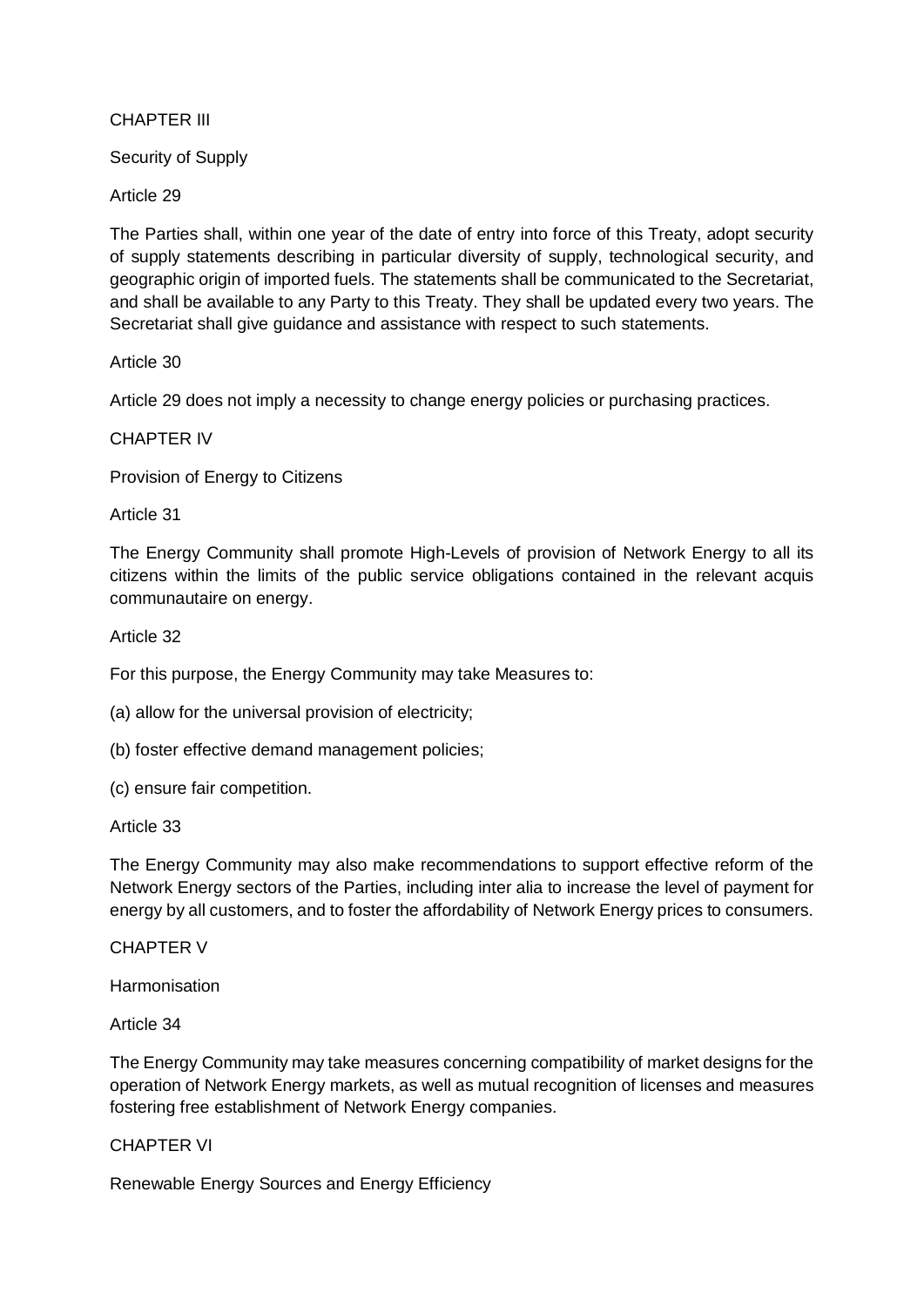## CHAPTER III

## Security of Supply

### Article 29

The Parties shall, within one year of the date of entry into force of this Treaty, adopt security of supply statements describing in particular diversity of supply, technological security, and geographic origin of imported fuels. The statements shall be communicated to the Secretariat, and shall be available to any Party to this Treaty. They shall be updated every two years. The Secretariat shall give guidance and assistance with respect to such statements.

### Article 30

Article 29 does not imply a necessity to change energy policies or purchasing practices.

## CHAPTER IV

## Provision of Energy to Citizens

### Article 31

The Energy Community shall promote High-Levels of provision of Network Energy to all its citizens within the limits of the public service obligations contained in the relevant acquis communautaire on energy.

### Article 32

For this purpose, the Energy Community may take Measures to:

(a) allow for the universal provision of electricity;

(b) foster effective demand management policies;

(c) ensure fair competition.

### Article 33

The Energy Community may also make recommendations to support effective reform of the Network Energy sectors of the Parties, including inter alia to increase the level of payment for energy by all customers, and to foster the affordability of Network Energy prices to consumers.

## CHAPTER V

## Harmonisation

### Article 34

The Energy Community may take measures concerning compatibility of market designs for the operation of Network Energy markets, as well as mutual recognition of licenses and measures fostering free establishment of Network Energy companies.

## CHAPTER VI

## Renewable Energy Sources and Energy Efficiency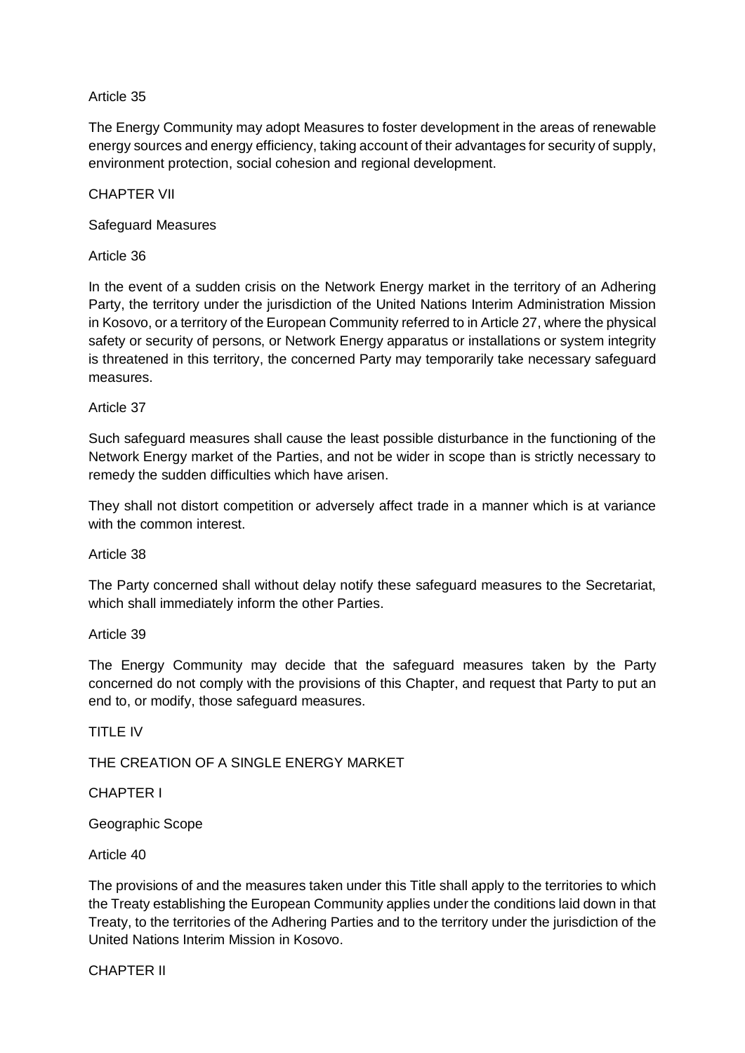Article 35

The Energy Community may adopt Measures to foster development in the areas of renewable energy sources and energy efficiency, taking account of their advantages for security of supply, environment protection, social cohesion and regional development.

## CHAPTER VII

## Safeguard Measures

Article 36

In the event of a sudden crisis on the Network Energy market in the territory of an Adhering Party, the territory under the jurisdiction of the United Nations Interim Administration Mission in Kosovo, or a territory of the European Community referred to in Article 27, where the physical safety or security of persons, or Network Energy apparatus or installations or system integrity is threatened in this territory, the concerned Party may temporarily take necessary safeguard measures.

Article 37

Such safeguard measures shall cause the least possible disturbance in the functioning of the Network Energy market of the Parties, and not be wider in scope than is strictly necessary to remedy the sudden difficulties which have arisen.

They shall not distort competition or adversely affect trade in a manner which is at variance with the common interest.

Article 38

The Party concerned shall without delay notify these safeguard measures to the Secretariat, which shall immediately inform the other Parties.

Article 39

The Energy Community may decide that the safeguard measures taken by the Party concerned do not comply with the provisions of this Chapter, and request that Party to put an end to, or modify, those safeguard measures.

# TITLE IV

# THE CREATION OF A SINGLE ENERGY MARKET

## CHAPTER I

## Geographic Scope

Article 40

The provisions of and the measures taken under this Title shall apply to the territories to which the Treaty establishing the European Community applies under the conditions laid down in that Treaty, to the territories of the Adhering Parties and to the territory under the jurisdiction of the United Nations Interim Mission in Kosovo.

## CHAPTER II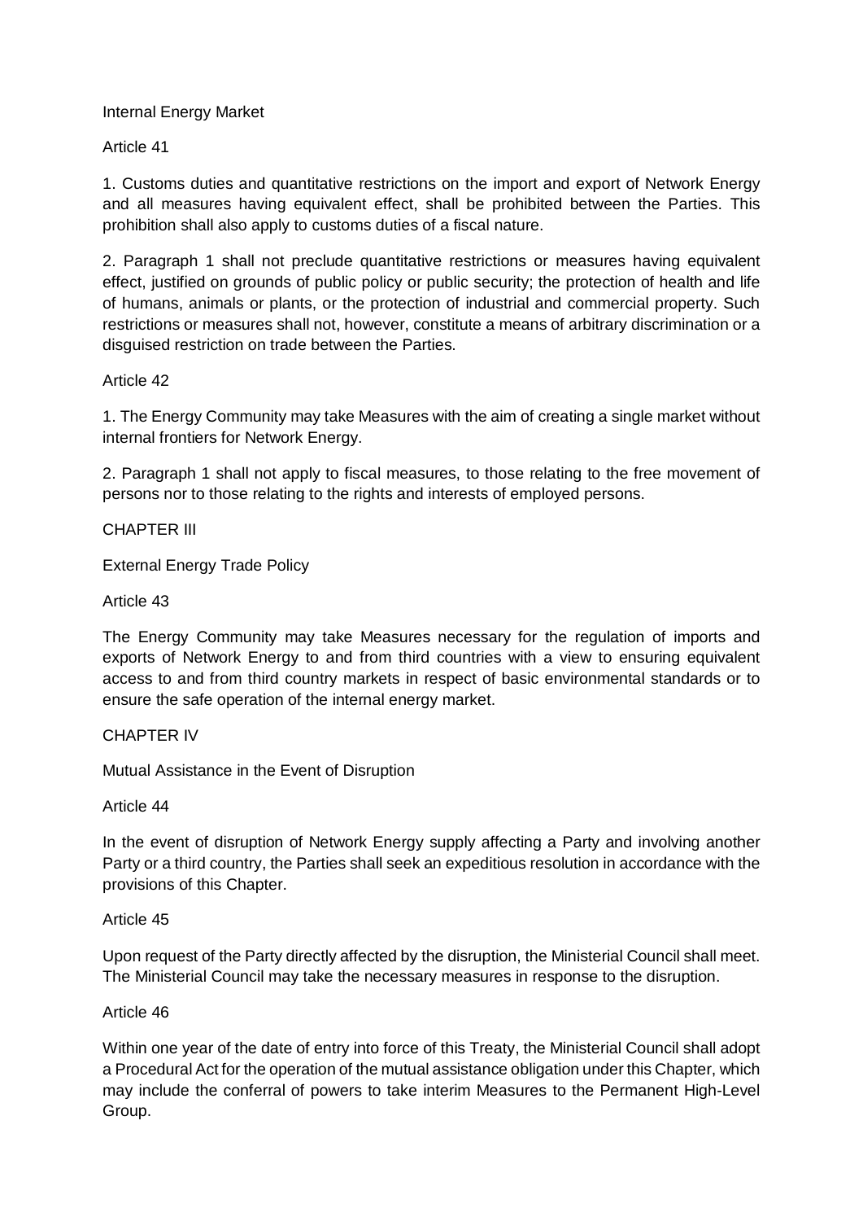## Internal Energy Market

### Article 41

1. Customs duties and quantitative restrictions on the import and export of Network Energy and all measures having equivalent effect, shall be prohibited between the Parties. This prohibition shall also apply to customs duties of a fiscal nature.

2. Paragraph 1 shall not preclude quantitative restrictions or measures having equivalent effect, justified on grounds of public policy or public security; the protection of health and life of humans, animals or plants, or the protection of industrial and commercial property. Such restrictions or measures shall not, however, constitute a means of arbitrary discrimination or a disguised restriction on trade between the Parties.

### Article 42

1. The Energy Community may take Measures with the aim of creating a single market without internal frontiers for Network Energy.

2. Paragraph 1 shall not apply to fiscal measures, to those relating to the free movement of persons nor to those relating to the rights and interests of employed persons.

## CHAPTER III

## External Energy Trade Policy

### Article 43

The Energy Community may take Measures necessary for the regulation of imports and exports of Network Energy to and from third countries with a view to ensuring equivalent access to and from third country markets in respect of basic environmental standards or to ensure the safe operation of the internal energy market.

## CHAPTER IV

## Mutual Assistance in the Event of Disruption

### Article 44

In the event of disruption of Network Energy supply affecting a Party and involving another Party or a third country, the Parties shall seek an expeditious resolution in accordance with the provisions of this Chapter.

### Article 45

Upon request of the Party directly affected by the disruption, the Ministerial Council shall meet. The Ministerial Council may take the necessary measures in response to the disruption.

### Article 46

Within one year of the date of entry into force of this Treaty, the Ministerial Council shall adopt a Procedural Act for the operation of the mutual assistance obligation under this Chapter, which may include the conferral of powers to take interim Measures to the Permanent High-Level Group.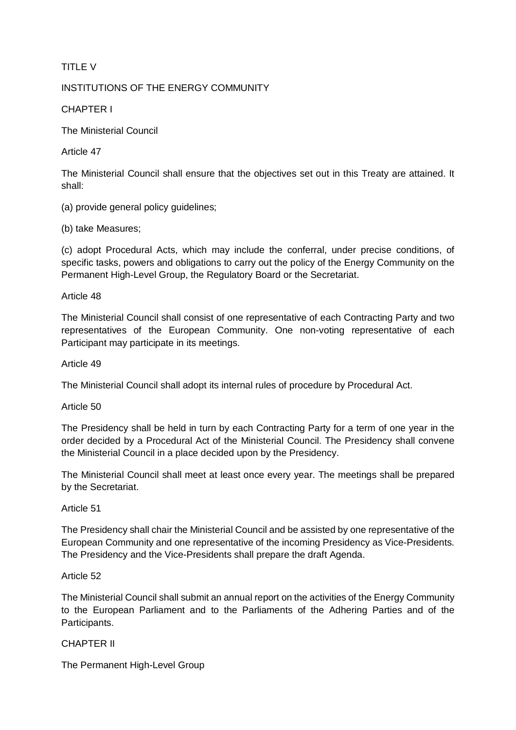# TITLE V

# INSTITUTIONS OF THE ENERGY COMMUNITY

## CHAPTER I

## The Ministerial Council

### Article 47

The Ministerial Council shall ensure that the objectives set out in this Treaty are attained. It shall:

(a) provide general policy guidelines;

(b) take Measures;

(c) adopt Procedural Acts, which may include the conferral, under precise conditions, of specific tasks, powers and obligations to carry out the policy of the Energy Community on the Permanent High-Level Group, the Regulatory Board or the Secretariat.

### Article 48

The Ministerial Council shall consist of one representative of each Contracting Party and two representatives of the European Community. One non-voting representative of each Participant may participate in its meetings.

### Article 49

The Ministerial Council shall adopt its internal rules of procedure by Procedural Act.

### Article 50

The Presidency shall be held in turn by each Contracting Party for a term of one year in the order decided by a Procedural Act of the Ministerial Council. The Presidency shall convene the Ministerial Council in a place decided upon by the Presidency.

The Ministerial Council shall meet at least once every year. The meetings shall be prepared by the Secretariat.

### Article 51

The Presidency shall chair the Ministerial Council and be assisted by one representative of the European Community and one representative of the incoming Presidency as Vice-Presidents. The Presidency and the Vice-Presidents shall prepare the draft Agenda.

### Article 52

The Ministerial Council shall submit an annual report on the activities of the Energy Community to the European Parliament and to the Parliaments of the Adhering Parties and of the Participants.

## CHAPTER II

## The Permanent High-Level Group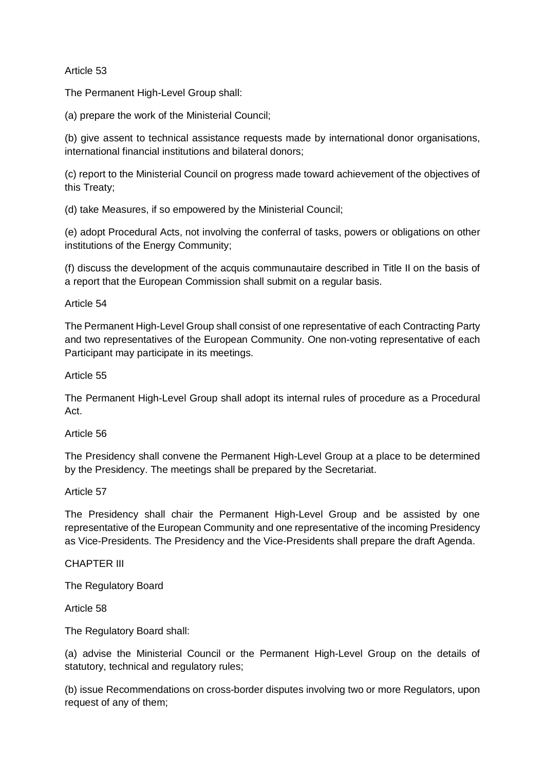Article 53

The Permanent High-Level Group shall:

(a) prepare the work of the Ministerial Council;

(b) give assent to technical assistance requests made by international donor organisations, international financial institutions and bilateral donors;

(c) report to the Ministerial Council on progress made toward achievement of the objectives of this Treaty;

(d) take Measures, if so empowered by the Ministerial Council;

(e) adopt Procedural Acts, not involving the conferral of tasks, powers or obligations on other institutions of the Energy Community;

(f) discuss the development of the acquis communautaire described in Title II on the basis of a report that the European Commission shall submit on a regular basis.

Article 54

The Permanent High-Level Group shall consist of one representative of each Contracting Party and two representatives of the European Community. One non-voting representative of each Participant may participate in its meetings.

Article 55

The Permanent High-Level Group shall adopt its internal rules of procedure as a Procedural Act.

Article 56

The Presidency shall convene the Permanent High-Level Group at a place to be determined by the Presidency. The meetings shall be prepared by the Secretariat.

Article 57

The Presidency shall chair the Permanent High-Level Group and be assisted by one representative of the European Community and one representative of the incoming Presidency as Vice-Presidents. The Presidency and the Vice-Presidents shall prepare the draft Agenda.

CHAPTER III

The Regulatory Board

Article 58

The Regulatory Board shall:

(a) advise the Ministerial Council or the Permanent High-Level Group on the details of statutory, technical and regulatory rules;

(b) issue Recommendations on cross-border disputes involving two or more Regulators, upon request of any of them;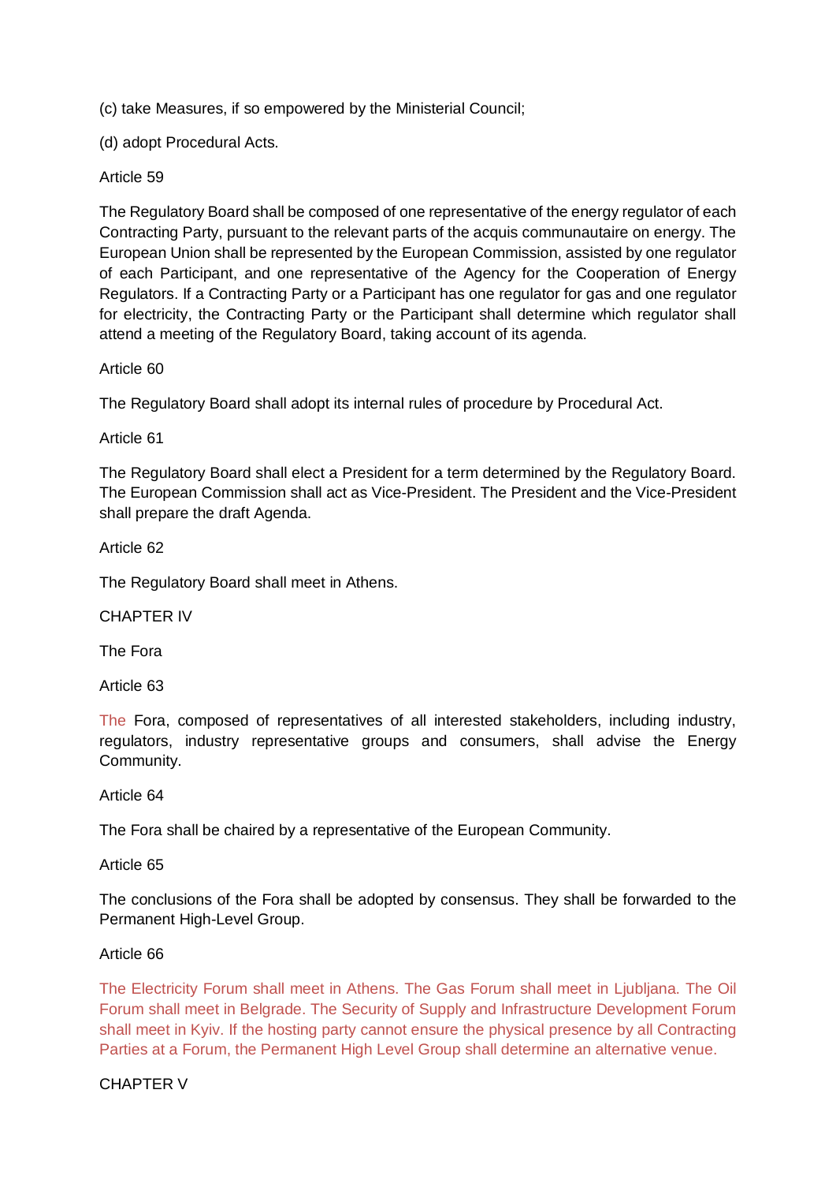(c) take Measures, if so empowered by the Ministerial Council;

(d) adopt Procedural Acts.

Article 59

The Regulatory Board shall be composed of one representative of the energy regulator of each Contracting Party, pursuant to the relevant parts of the acquis communautaire on energy. The European Union shall be represented by the European Commission, assisted by one regulator of each Participant, and one representative of the Agency for the Cooperation of Energy Regulators. If a Contracting Party or a Participant has one regulator for gas and one regulator for electricity, the Contracting Party or the Participant shall determine which regulator shall attend a meeting of the Regulatory Board, taking account of its agenda.

Article 60

The Regulatory Board shall adopt its internal rules of procedure by Procedural Act.

Article 61

The Regulatory Board shall elect a President for a term determined by the Regulatory Board. The European Commission shall act as Vice-President. The President and the Vice-President shall prepare the draft Agenda.

Article 62

The Regulatory Board shall meet in Athens.

CHAPTER IV

The Fora

Article 63

The Fora, composed of representatives of all interested stakeholders, including industry, regulators, industry representative groups and consumers, shall advise the Energy Community.

Article 64

The Fora shall be chaired by a representative of the European Community.

Article 65

The conclusions of the Fora shall be adopted by consensus. They shall be forwarded to the Permanent High-Level Group.

Article 66

The Electricity Forum shall meet in Athens. The Gas Forum shall meet in Ljubljana. The Oil Forum shall meet in Belgrade. The Security of Supply and Infrastructure Development Forum shall meet in Kyiv. If the hosting party cannot ensure the physical presence by all Contracting Parties at a Forum, the Permanent High Level Group shall determine an alternative venue.

CHAPTER V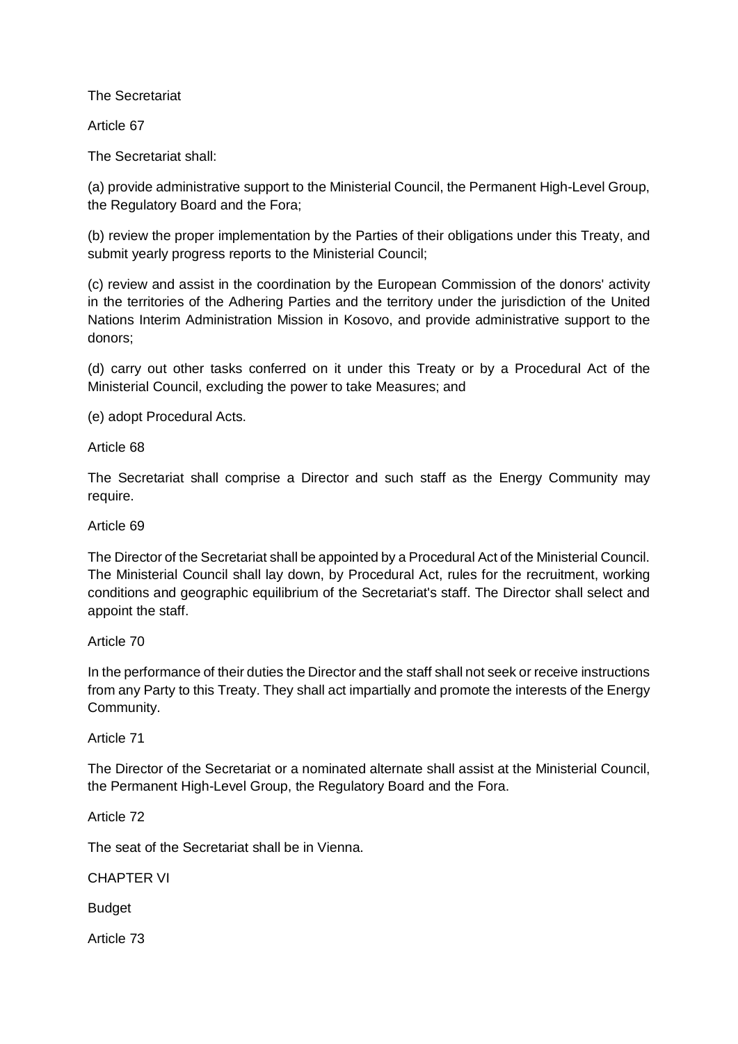## The Secretariat

Article 67

The Secretariat shall:

(a) provide administrative support to the Ministerial Council, the Permanent High-Level Group, the Regulatory Board and the Fora;

(b) review the proper implementation by the Parties of their obligations under this Treaty, and submit yearly progress reports to the Ministerial Council;

(c) review and assist in the coordination by the European Commission of the donors' activity in the territories of the Adhering Parties and the territory under the jurisdiction of the United Nations Interim Administration Mission in Kosovo, and provide administrative support to the donors;

(d) carry out other tasks conferred on it under this Treaty or by a Procedural Act of the Ministerial Council, excluding the power to take Measures; and

(e) adopt Procedural Acts.

Article 68

The Secretariat shall comprise a Director and such staff as the Energy Community may require.

Article 69

The Director of the Secretariat shall be appointed by a Procedural Act of the Ministerial Council. The Ministerial Council shall lay down, by Procedural Act, rules for the recruitment, working conditions and geographic equilibrium of the Secretariat's staff. The Director shall select and appoint the staff.

Article 70

In the performance of their duties the Director and the staff shall not seek or receive instructions from any Party to this Treaty. They shall act impartially and promote the interests of the Energy Community.

Article 71

The Director of the Secretariat or a nominated alternate shall assist at the Ministerial Council, the Permanent High-Level Group, the Regulatory Board and the Fora.

Article 72

The seat of the Secretariat shall be in Vienna.

# CHAPTER VI

## Budget

Article 73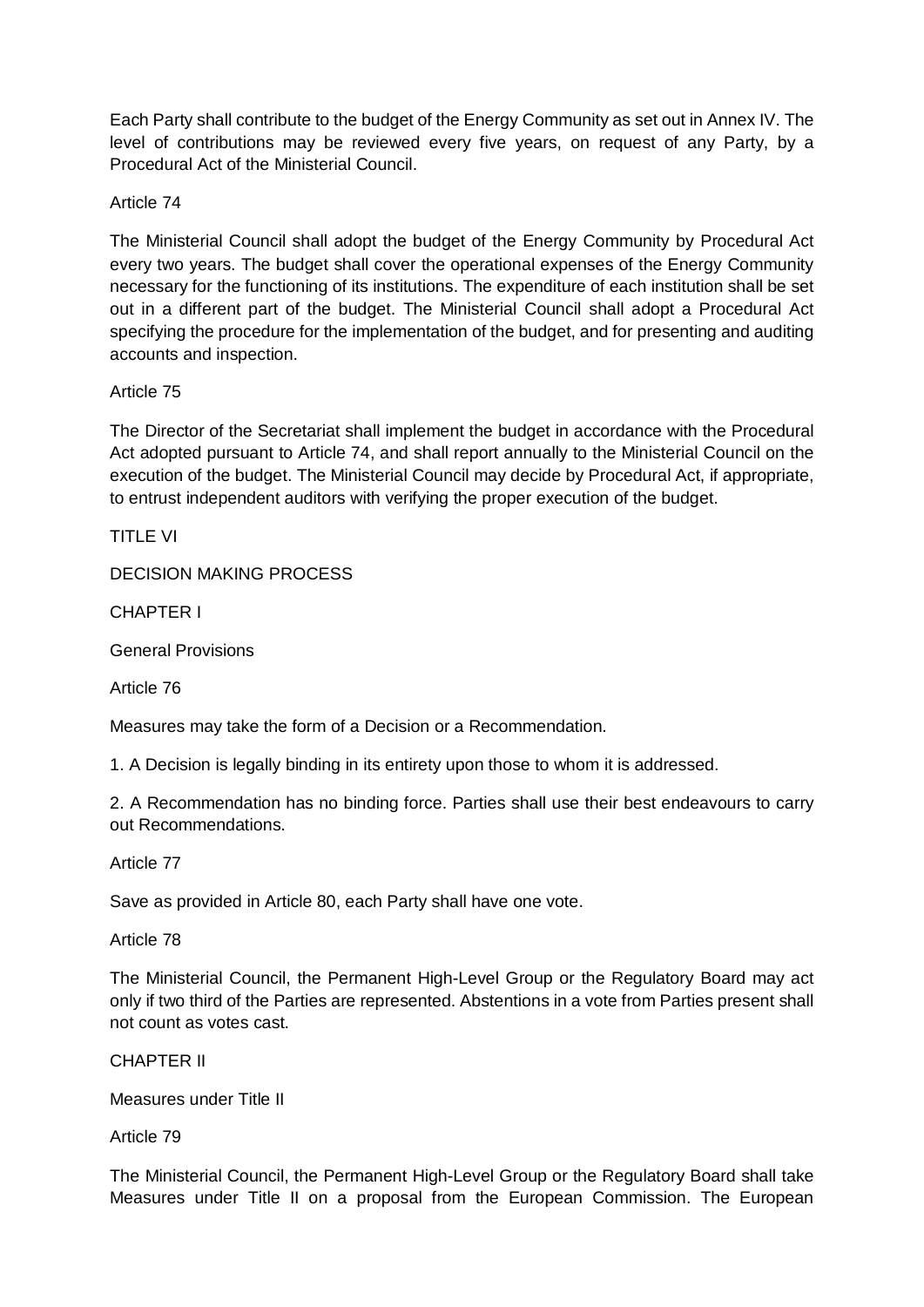Each Party shall contribute to the budget of the Energy Community as set out in Annex IV. The level of contributions may be reviewed every five years, on request of any Party, by a Procedural Act of the Ministerial Council.

Article 74

The Ministerial Council shall adopt the budget of the Energy Community by Procedural Act every two years. The budget shall cover the operational expenses of the Energy Community necessary for the functioning of its institutions. The expenditure of each institution shall be set out in a different part of the budget. The Ministerial Council shall adopt a Procedural Act specifying the procedure for the implementation of the budget, and for presenting and auditing accounts and inspection.

Article 75

The Director of the Secretariat shall implement the budget in accordance with the Procedural Act adopted pursuant to Article 74, and shall report annually to the Ministerial Council on the execution of the budget. The Ministerial Council may decide by Procedural Act, if appropriate, to entrust independent auditors with verifying the proper execution of the budget.

TITLE VI

DECISION MAKING PROCESS

CHAPTER I

General Provisions

Article 76

Measures may take the form of a Decision or a Recommendation.

1. A Decision is legally binding in its entirety upon those to whom it is addressed.

2. A Recommendation has no binding force. Parties shall use their best endeavours to carry out Recommendations.

Article 77

Save as provided in Article 80, each Party shall have one vote.

Article 78

The Ministerial Council, the Permanent High-Level Group or the Regulatory Board may act only if two third of the Parties are represented. Abstentions in a vote from Parties present shall not count as votes cast.

CHAPTER II

Measures under Title II

Article 79

The Ministerial Council, the Permanent High-Level Group or the Regulatory Board shall take Measures under Title II on a proposal from the European Commission. The European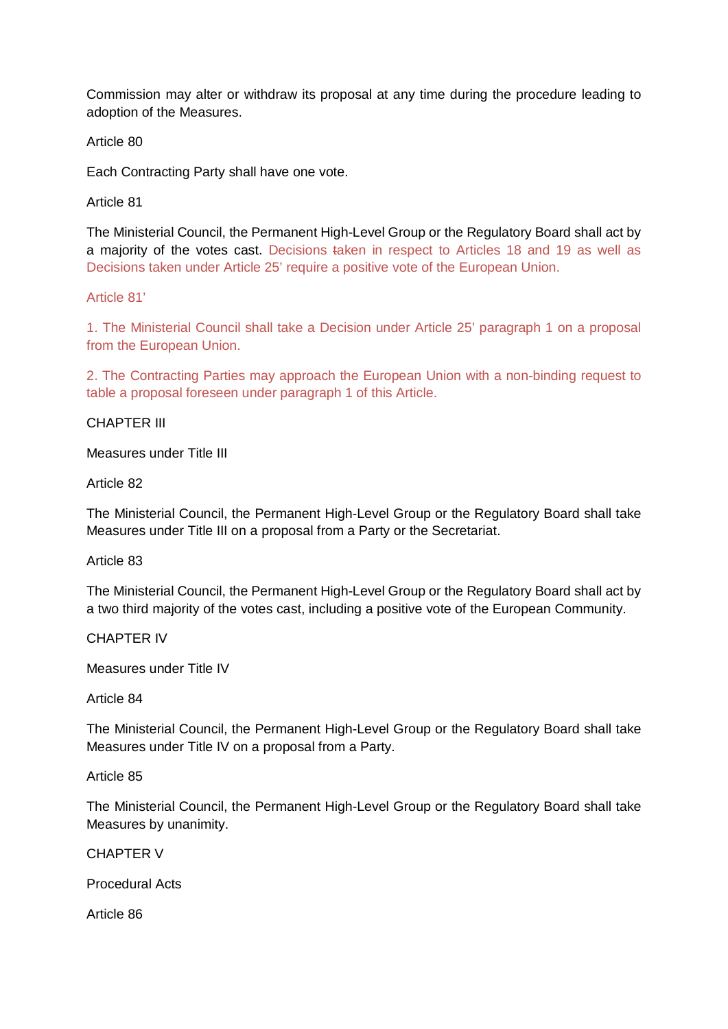Commission may alter or withdraw its proposal at any time during the procedure leading to adoption of the Measures.

Article 80

Each Contracting Party shall have one vote.

Article 81

The Ministerial Council, the Permanent High-Level Group or the Regulatory Board shall act by a majority of the votes cast. Decisions taken in respect to Articles 18 and 19 as well as Decisions taken under Article 25' require a positive vote of the European Union.

Article 81'

1. The Ministerial Council shall take a Decision under Article 25' paragraph 1 on a proposal from the European Union.

2. The Contracting Parties may approach the European Union with a non-binding request to table a proposal foreseen under paragraph 1 of this Article.

CHAPTER III

Measures under Title III

Article 82

The Ministerial Council, the Permanent High-Level Group or the Regulatory Board shall take Measures under Title III on a proposal from a Party or the Secretariat.

Article 83

The Ministerial Council, the Permanent High-Level Group or the Regulatory Board shall act by a two third majority of the votes cast, including a positive vote of the European Community.

CHAPTER IV

Measures under Title IV

Article 84

The Ministerial Council, the Permanent High-Level Group or the Regulatory Board shall take Measures under Title IV on a proposal from a Party.

Article 85

The Ministerial Council, the Permanent High-Level Group or the Regulatory Board shall take Measures by unanimity.

CHAPTER V

Procedural Acts

Article 86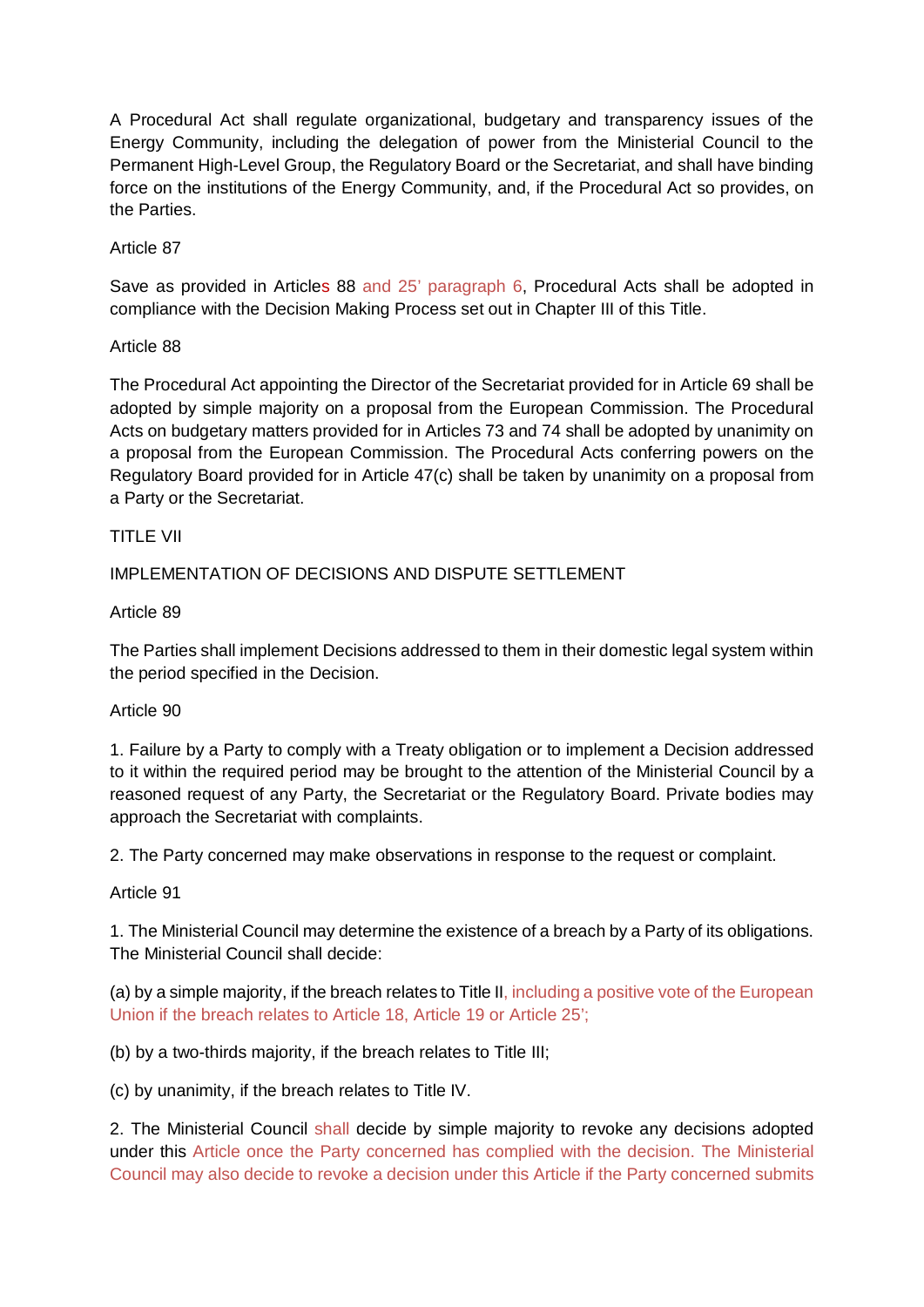A Procedural Act shall regulate organizational, budgetary and transparency issues of the Energy Community, including the delegation of power from the Ministerial Council to the Permanent High-Level Group, the Regulatory Board or the Secretariat, and shall have binding force on the institutions of the Energy Community, and, if the Procedural Act so provides, on the Parties.

Article 87

Save as provided in Articles 88 and 25' paragraph 6, Procedural Acts shall be adopted in compliance with the Decision Making Process set out in Chapter III of this Title.

Article 88

The Procedural Act appointing the Director of the Secretariat provided for in Article 69 shall be adopted by simple majority on a proposal from the European Commission. The Procedural Acts on budgetary matters provided for in Articles 73 and 74 shall be adopted by unanimity on a proposal from the European Commission. The Procedural Acts conferring powers on the Regulatory Board provided for in Article 47(c) shall be taken by unanimity on a proposal from a Party or the Secretariat.

TITLE VII

IMPLEMENTATION OF DECISIONS AND DISPUTE SETTLEMENT

Article 89

The Parties shall implement Decisions addressed to them in their domestic legal system within the period specified in the Decision.

Article 90

1. Failure by a Party to comply with a Treaty obligation or to implement a Decision addressed to it within the required period may be brought to the attention of the Ministerial Council by a reasoned request of any Party, the Secretariat or the Regulatory Board. Private bodies may approach the Secretariat with complaints.

2. The Party concerned may make observations in response to the request or complaint.

Article 91

1. The Ministerial Council may determine the existence of a breach by a Party of its obligations. The Ministerial Council shall decide:

(a) by a simple majority, if the breach relates to Title II, including a positive vote of the European Union if the breach relates to Article 18, Article 19 or Article 25';

(b) by a two-thirds majority, if the breach relates to Title III;

(c) by unanimity, if the breach relates to Title IV.

2. The Ministerial Council shall decide by simple majority to revoke any decisions adopted under this Article once the Party concerned has complied with the decision. The Ministerial Council may also decide to revoke a decision under this Article if the Party concerned submits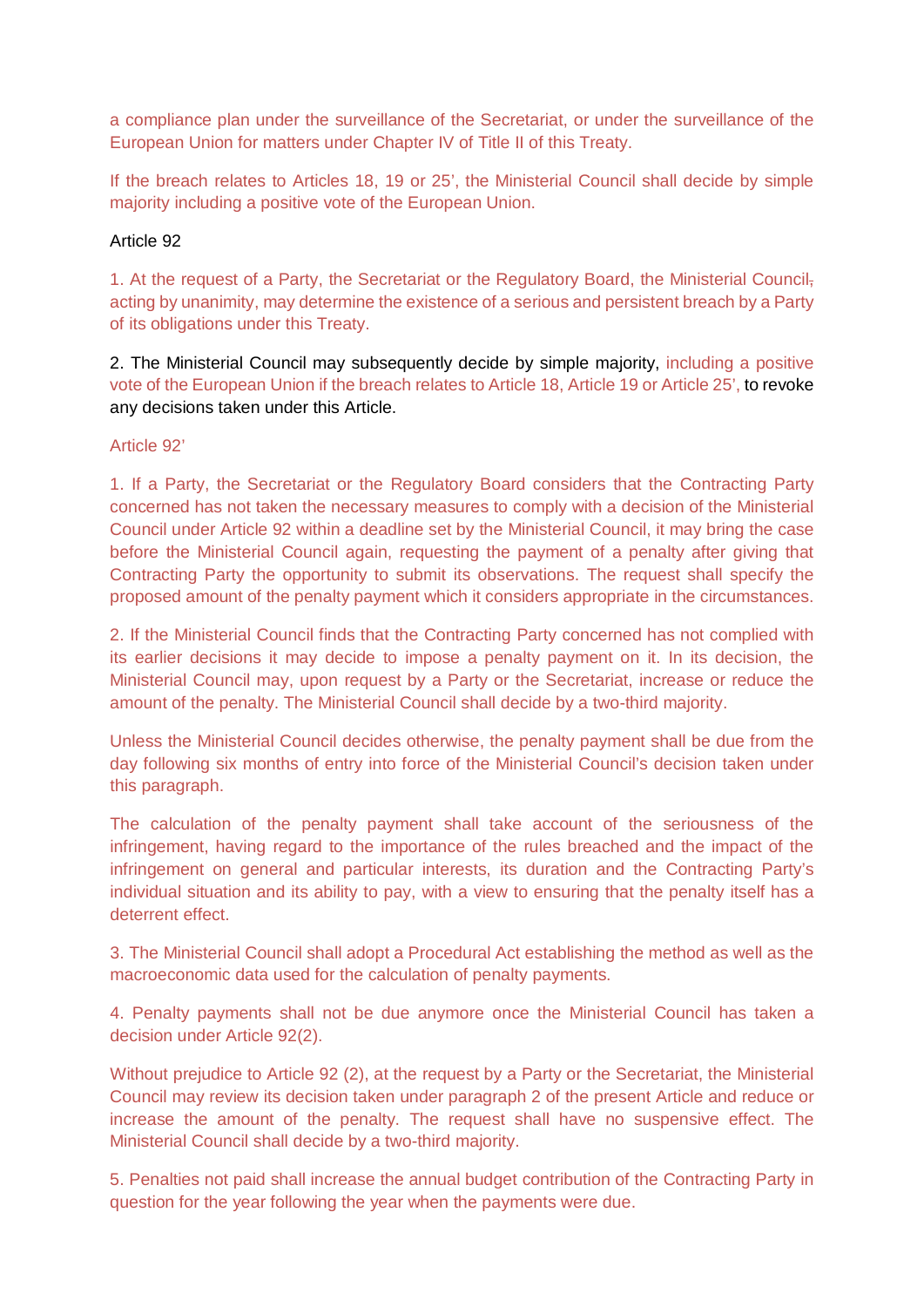a compliance plan under the surveillance of the Secretariat, or under the surveillance of the European Union for matters under Chapter IV of Title II of this Treaty.

If the breach relates to Articles 18, 19 or 25', the Ministerial Council shall decide by simple majority including a positive vote of the European Union.

Article 92

1. At the request of a Party, the Secretariat or the Regulatory Board, the Ministerial Council, acting by unanimity, may determine the existence of a serious and persistent breach by a Party of its obligations under this Treaty.

2. The Ministerial Council may subsequently decide by simple majority, including a positive vote of the European Union if the breach relates to Article 18, Article 19 or Article 25', to revoke any decisions taken under this Article.

Article 92'

1. If a Party, the Secretariat or the Regulatory Board considers that the Contracting Party concerned has not taken the necessary measures to comply with a decision of the Ministerial Council under Article 92 within a deadline set by the Ministerial Council, it may bring the case before the Ministerial Council again, requesting the payment of a penalty after giving that Contracting Party the opportunity to submit its observations. The request shall specify the proposed amount of the penalty payment which it considers appropriate in the circumstances.

2. If the Ministerial Council finds that the Contracting Party concerned has not complied with its earlier decisions it may decide to impose a penalty payment on it. In its decision, the Ministerial Council may, upon request by a Party or the Secretariat, increase or reduce the amount of the penalty. The Ministerial Council shall decide by a two-third majority.

Unless the Ministerial Council decides otherwise, the penalty payment shall be due from the day following six months of entry into force of the Ministerial Council's decision taken under this paragraph.

The calculation of the penalty payment shall take account of the seriousness of the infringement, having regard to the importance of the rules breached and the impact of the infringement on general and particular interests, its duration and the Contracting Party's individual situation and its ability to pay, with a view to ensuring that the penalty itself has a deterrent effect.

3. The Ministerial Council shall adopt a Procedural Act establishing the method as well as the macroeconomic data used for the calculation of penalty payments.

4. Penalty payments shall not be due anymore once the Ministerial Council has taken a decision under Article 92(2).

Without prejudice to Article 92 (2), at the request by a Party or the Secretariat, the Ministerial Council may review its decision taken under paragraph 2 of the present Article and reduce or increase the amount of the penalty. The request shall have no suspensive effect. The Ministerial Council shall decide by a two-third majority.

5. Penalties not paid shall increase the annual budget contribution of the Contracting Party in question for the year following the year when the payments were due.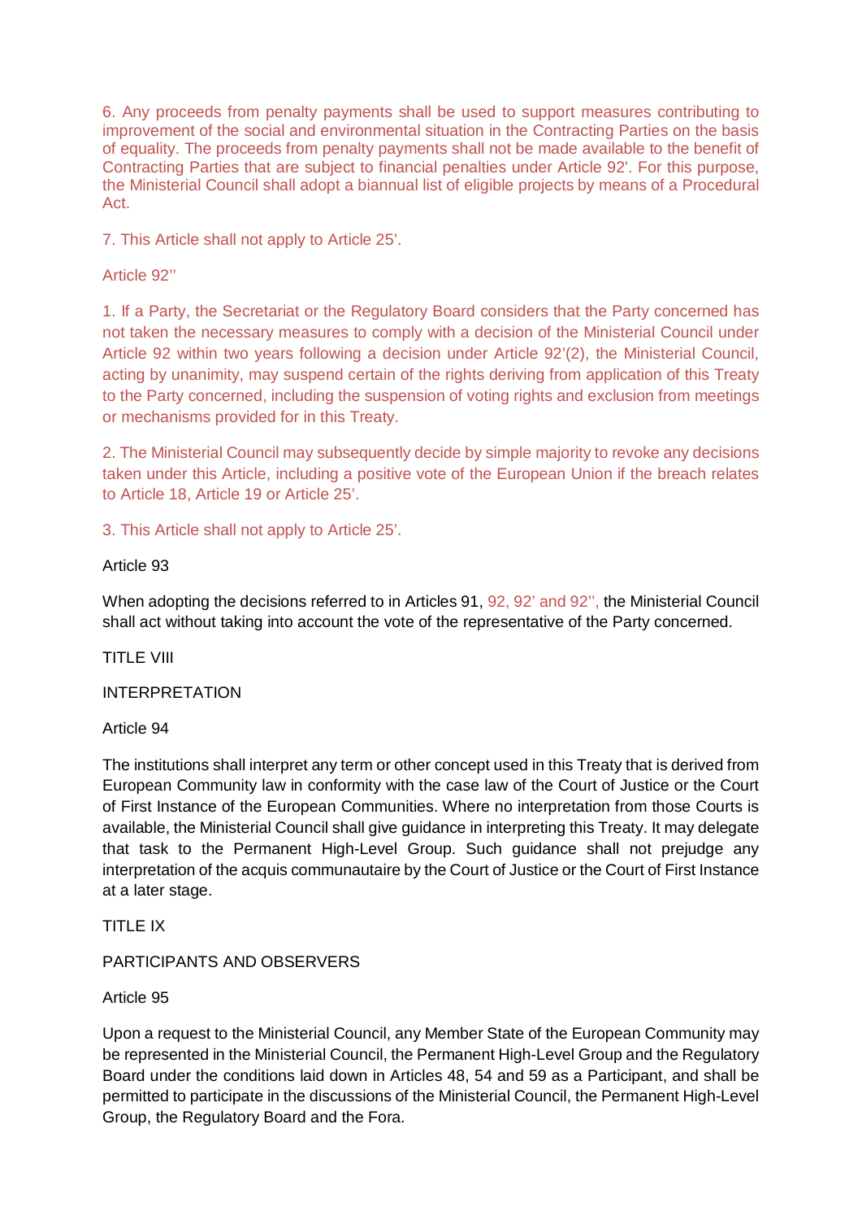6. Any proceeds from penalty payments shall be used to support measures contributing to improvement of the social and environmental situation in the Contracting Parties on the basis of equality. The proceeds from penalty payments shall not be made available to the benefit of Contracting Parties that are subject to financial penalties under Article 92'. For this purpose, the Ministerial Council shall adopt a biannual list of eligible projects by means of a Procedural Act.

7. This Article shall not apply to Article 25'.

Article 92''

1. If a Party, the Secretariat or the Regulatory Board considers that the Party concerned has not taken the necessary measures to comply with a decision of the Ministerial Council under Article 92 within two years following a decision under Article 92'(2), the Ministerial Council, acting by unanimity, may suspend certain of the rights deriving from application of this Treaty to the Party concerned, including the suspension of voting rights and exclusion from meetings or mechanisms provided for in this Treaty.

2. The Ministerial Council may subsequently decide by simple majority to revoke any decisions taken under this Article, including a positive vote of the European Union if the breach relates to Article 18, Article 19 or Article 25'.

3. This Article shall not apply to Article 25'.

Article 93

When adopting the decisions referred to in Articles 91, 92, 92' and 92'', the Ministerial Council shall act without taking into account the vote of the representative of the Party concerned.

TITLE VIII

INTERPRETATION

Article 94

The institutions shall interpret any term or other concept used in this Treaty that is derived from European Community law in conformity with the case law of the Court of Justice or the Court of First Instance of the European Communities. Where no interpretation from those Courts is available, the Ministerial Council shall give guidance in interpreting this Treaty. It may delegate that task to the Permanent High-Level Group. Such guidance shall not prejudge any interpretation of the acquis communautaire by the Court of Justice or the Court of First Instance at a later stage.

TITLE IX

PARTICIPANTS AND OBSERVERS

Article 95

Upon a request to the Ministerial Council, any Member State of the European Community may be represented in the Ministerial Council, the Permanent High-Level Group and the Regulatory Board under the conditions laid down in Articles 48, 54 and 59 as a Participant, and shall be permitted to participate in the discussions of the Ministerial Council, the Permanent High-Level Group, the Regulatory Board and the Fora.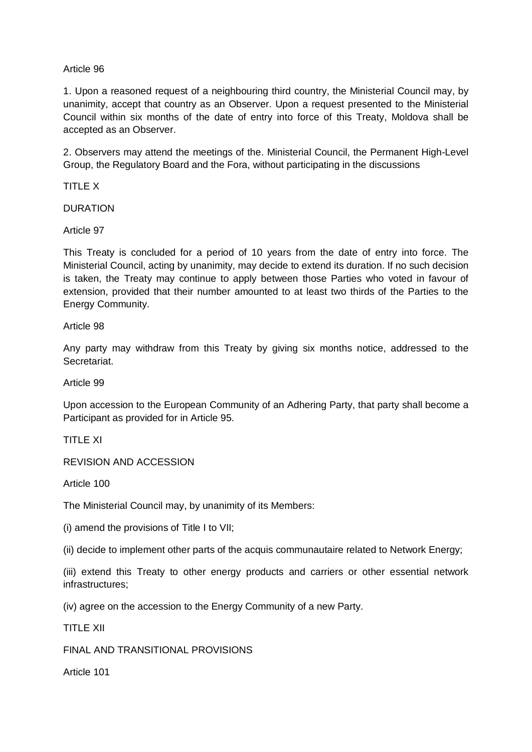Article 96

1. Upon a reasoned request of a neighbouring third country, the Ministerial Council may, by unanimity, accept that country as an Observer. Upon a request presented to the Ministerial Council within six months of the date of entry into force of this Treaty, Moldova shall be accepted as an Observer.

2. Observers may attend the meetings of the. Ministerial Council, the Permanent High-Level Group, the Regulatory Board and the Fora, without participating in the discussions

TITLE X

DURATION

Article 97

This Treaty is concluded for a period of 10 years from the date of entry into force. The Ministerial Council, acting by unanimity, may decide to extend its duration. If no such decision is taken, the Treaty may continue to apply between those Parties who voted in favour of extension, provided that their number amounted to at least two thirds of the Parties to the Energy Community.

Article 98

Any party may withdraw from this Treaty by giving six months notice, addressed to the Secretariat.

Article 99

Upon accession to the European Community of an Adhering Party, that party shall become a Participant as provided for in Article 95.

TITLE XI

REVISION AND ACCESSION

Article 100

The Ministerial Council may, by unanimity of its Members:

(i) amend the provisions of Title I to VII;

(ii) decide to implement other parts of the acquis communautaire related to Network Energy;

(iii) extend this Treaty to other energy products and carriers or other essential network infrastructures;

(iv) agree on the accession to the Energy Community of a new Party.

TITLE XII

FINAL AND TRANSITIONAL PROVISIONS

Article 101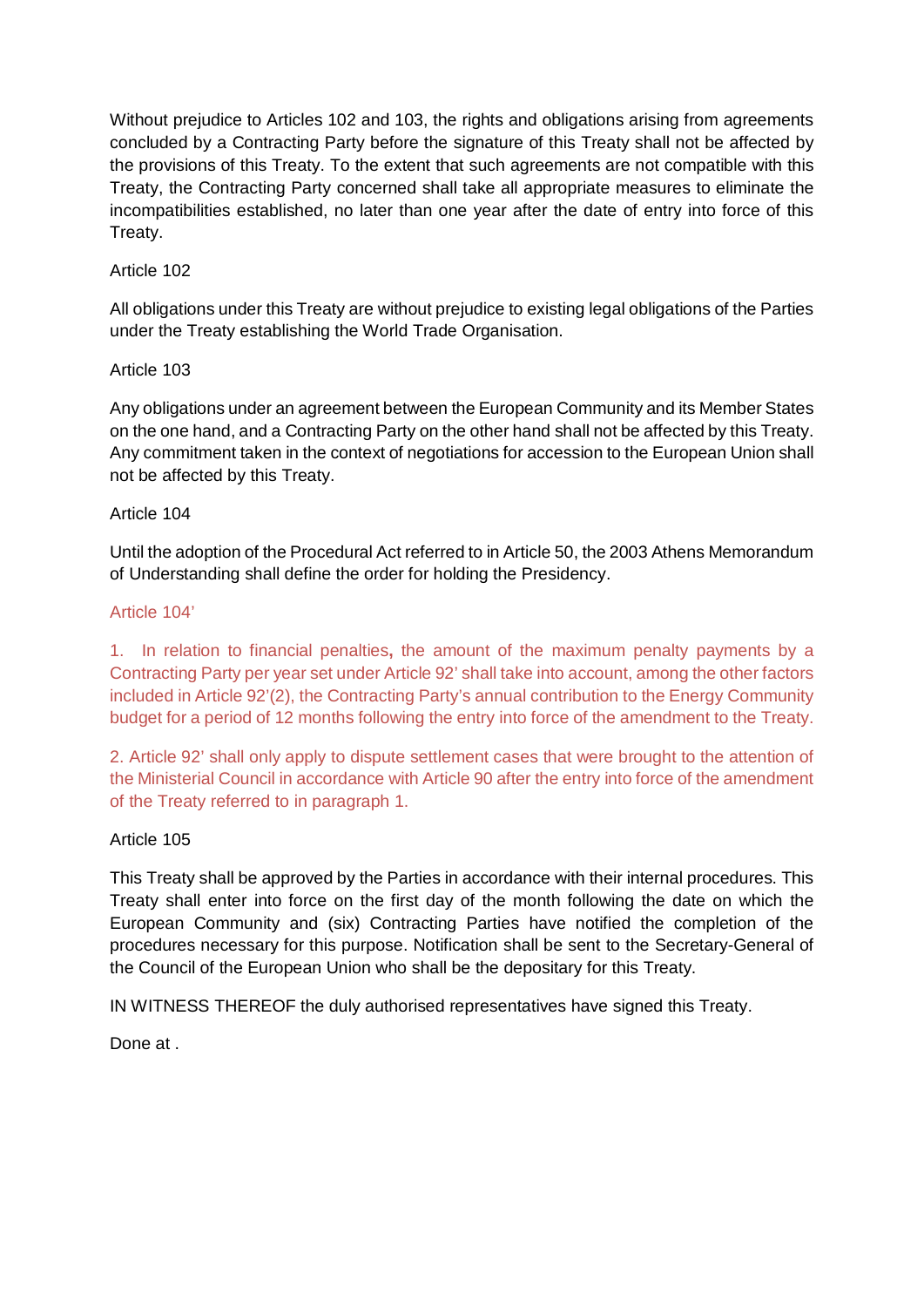Without prejudice to Articles 102 and 103, the rights and obligations arising from agreements concluded by a Contracting Party before the signature of this Treaty shall not be affected by the provisions of this Treaty. To the extent that such agreements are not compatible with this Treaty, the Contracting Party concerned shall take all appropriate measures to eliminate the incompatibilities established, no later than one year after the date of entry into force of this Treaty.

Article 102

All obligations under this Treaty are without prejudice to existing legal obligations of the Parties under the Treaty establishing the World Trade Organisation.

Article 103

Any obligations under an agreement between the European Community and its Member States on the one hand, and a Contracting Party on the other hand shall not be affected by this Treaty. Any commitment taken in the context of negotiations for accession to the European Union shall not be affected by this Treaty.

Article 104

Until the adoption of the Procedural Act referred to in Article 50, the 2003 Athens Memorandum of Understanding shall define the order for holding the Presidency.

Article 104'

1. In relation to financial penalties**,** the amount of the maximum penalty payments by a Contracting Party per year set under Article 92' shall take into account, among the other factors included in Article 92'(2), the Contracting Party's annual contribution to the Energy Community budget for a period of 12 months following the entry into force of the amendment to the Treaty.

2. Article 92' shall only apply to dispute settlement cases that were brought to the attention of the Ministerial Council in accordance with Article 90 after the entry into force of the amendment of the Treaty referred to in paragraph 1.

Article 105

This Treaty shall be approved by the Parties in accordance with their internal procedures. This Treaty shall enter into force on the first day of the month following the date on which the European Community and (six) Contracting Parties have notified the completion of the procedures necessary for this purpose. Notification shall be sent to the Secretary-General of the Council of the European Union who shall be the depositary for this Treaty.

IN WITNESS THEREOF the duly authorised representatives have signed this Treaty.

Done at .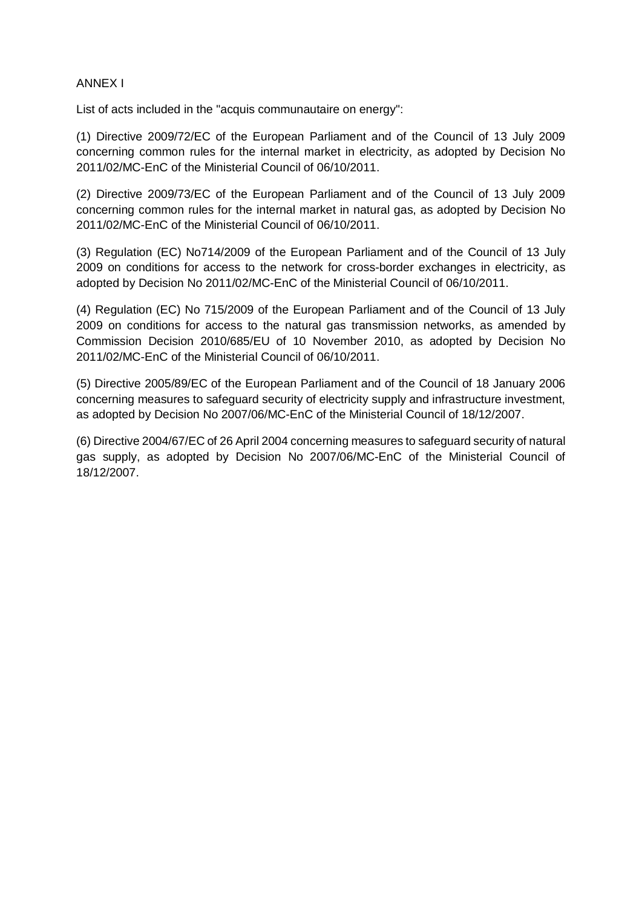ANNEX I

List of acts included in the "acquis communautaire on energy":

(1) Directive 2009/72/EC of the European Parliament and of the Council of 13 July 2009 concerning common rules for the internal market in electricity, as adopted by Decision No 2011/02/MC-EnC of the Ministerial Council of 06/10/2011.

(2) Directive 2009/73/EC of the European Parliament and of the Council of 13 July 2009 concerning common rules for the internal market in natural gas, as adopted by Decision No 2011/02/MC-EnC of the Ministerial Council of 06/10/2011.

(3) Regulation (EC) No714/2009 of the European Parliament and of the Council of 13 July 2009 on conditions for access to the network for cross-border exchanges in electricity, as adopted by Decision No 2011/02/MC-EnC of the Ministerial Council of 06/10/2011.

(4) Regulation (EC) No 715/2009 of the European Parliament and of the Council of 13 July 2009 on conditions for access to the natural gas transmission networks, as amended by Commission Decision 2010/685/EU of 10 November 2010, as adopted by Decision No 2011/02/MC-EnC of the Ministerial Council of 06/10/2011.

(5) Directive 2005/89/EC of the European Parliament and of the Council of 18 January 2006 concerning measures to safeguard security of electricity supply and infrastructure investment, as adopted by Decision No 2007/06/MC-EnC of the Ministerial Council of 18/12/2007.

(6) Directive 2004/67/EC of 26 April 2004 concerning measures to safeguard security of natural gas supply, as adopted by Decision No 2007/06/MC-EnC of the Ministerial Council of 18/12/2007.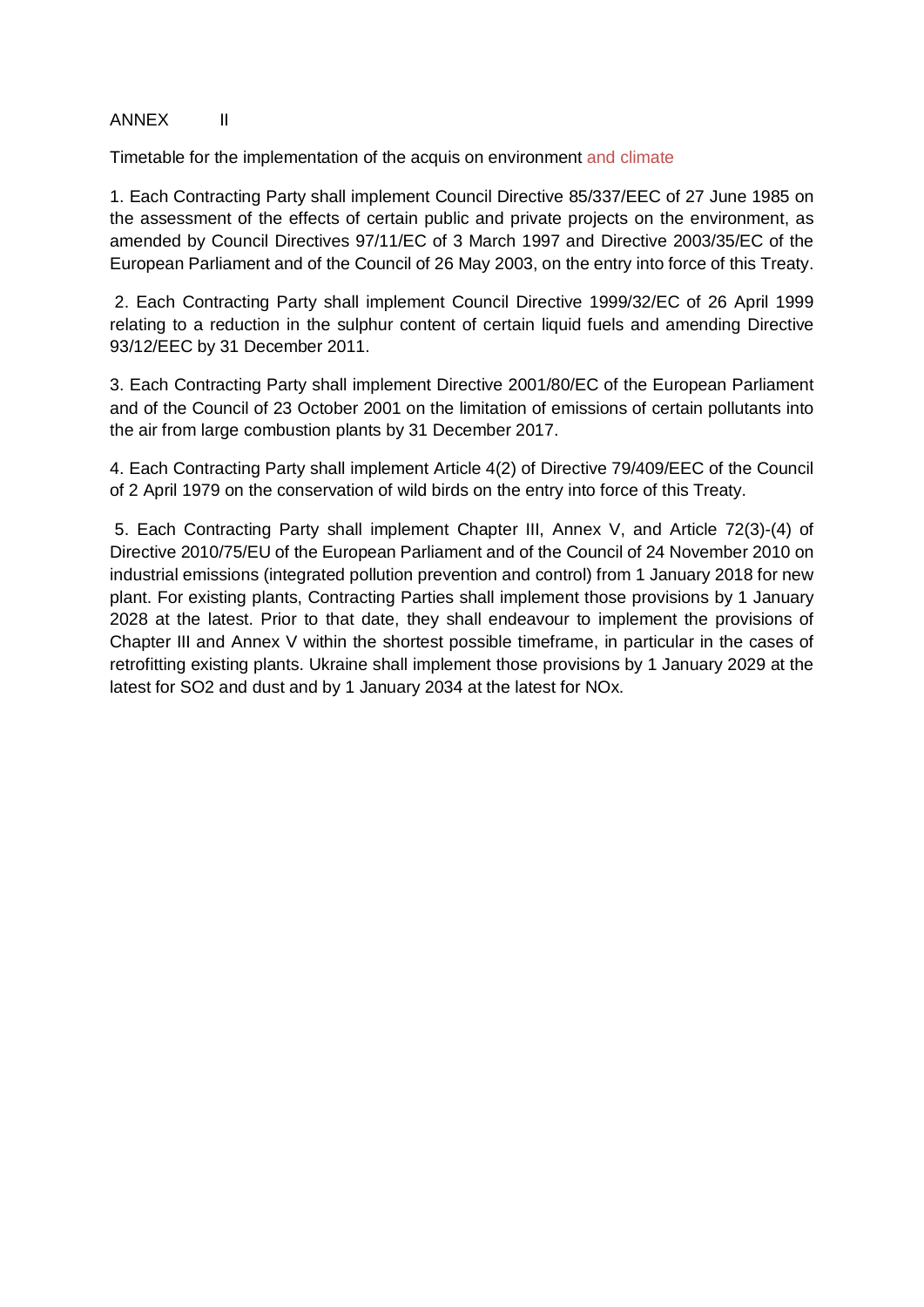# ANNEX II

Timetable for the implementation of the acquis on environment and climate

1. Each Contracting Party shall implement Council Directive 85/337/EEC of 27 June 1985 on the assessment of the effects of certain public and private projects on the environment, as amended by Council Directives 97/11/EC of 3 March 1997 and Directive 2003/35/EC of the European Parliament and of the Council of 26 May 2003, on the entry into force of this Treaty.

2. Each Contracting Party shall implement Council Directive 1999/32/EC of 26 April 1999 relating to a reduction in the sulphur content of certain liquid fuels and amending Directive 93/12/EEC by 31 December 2011.

3. Each Contracting Party shall implement Directive 2001/80/EC of the European Parliament and of the Council of 23 October 2001 on the limitation of emissions of certain pollutants into the air from large combustion plants by 31 December 2017.

4. Each Contracting Party shall implement Article 4(2) of Directive 79/409/EEC of the Council of 2 April 1979 on the conservation of wild birds on the entry into force of this Treaty.

5. Each Contracting Party shall implement Chapter III, Annex V, and Article 72(3)-(4) of Directive 2010/75/EU of the European Parliament and of the Council of 24 November 2010 on industrial emissions (integrated pollution prevention and control) from 1 January 2018 for new plant. For existing plants, Contracting Parties shall implement those provisions by 1 January 2028 at the latest. Prior to that date, they shall endeavour to implement the provisions of Chapter III and Annex V within the shortest possible timeframe, in particular in the cases of retrofitting existing plants. Ukraine shall implement those provisions by 1 January 2029 at the latest for $SO_2$ and dust and by 1 January 2034 at the latest for $NO_x$.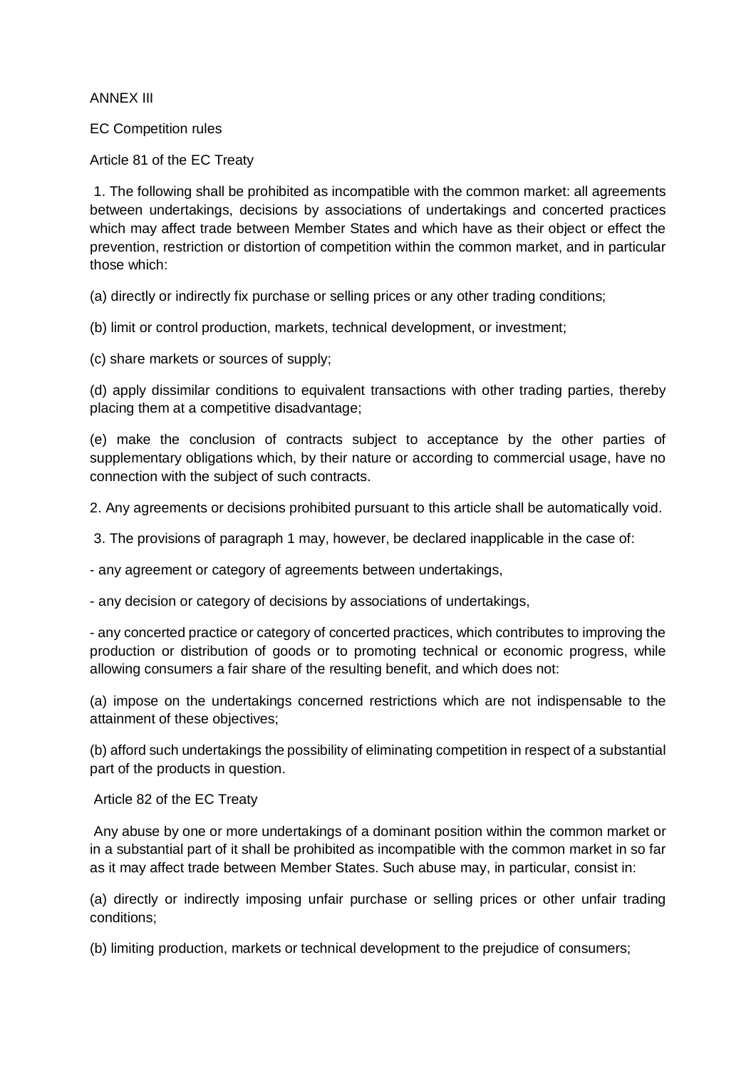ANNEX III

EC Competition rules

Article 81 of the EC Treaty

1. The following shall be prohibited as incompatible with the common market: all agreements between undertakings, decisions by associations of undertakings and concerted practices which may affect trade between Member States and which have as their object or effect the prevention, restriction or distortion of competition within the common market, and in particular those which:

(a) directly or indirectly fix purchase or selling prices or any other trading conditions;

(b) limit or control production, markets, technical development, or investment;

(c) share markets or sources of supply;

(d) apply dissimilar conditions to equivalent transactions with other trading parties, thereby placing them at a competitive disadvantage;

(e) make the conclusion of contracts subject to acceptance by the other parties of supplementary obligations which, by their nature or according to commercial usage, have no connection with the subject of such contracts.

2. Any agreements or decisions prohibited pursuant to this article shall be automatically void.

3. The provisions of paragraph 1 may, however, be declared inapplicable in the case of:

- any agreement or category of agreements between undertakings,

- any decision or category of decisions by associations of undertakings,

- any concerted practice or category of concerted practices, which contributes to improving the production or distribution of goods or to promoting technical or economic progress, while allowing consumers a fair share of the resulting benefit, and which does not:

(a) impose on the undertakings concerned restrictions which are not indispensable to the attainment of these objectives;

(b) afford such undertakings the possibility of eliminating competition in respect of a substantial part of the products in question.

Article 82 of the EC Treaty

Any abuse by one or more undertakings of a dominant position within the common market or in a substantial part of it shall be prohibited as incompatible with the common market in so far as it may affect trade between Member States. Such abuse may, in particular, consist in:

(a) directly or indirectly imposing unfair purchase or selling prices or other unfair trading conditions;

(b) limiting production, markets or technical development to the prejudice of consumers;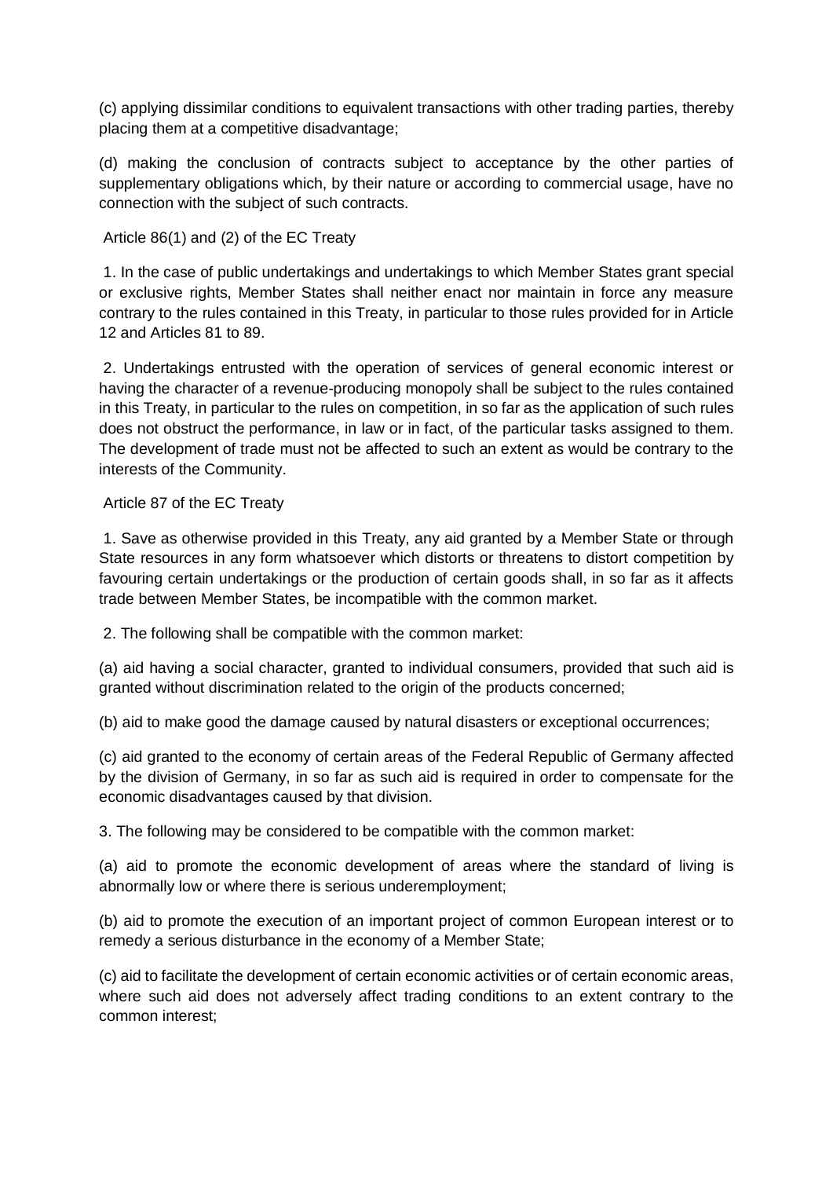(c) applying dissimilar conditions to equivalent transactions with other trading parties, thereby placing them at a competitive disadvantage;

(d) making the conclusion of contracts subject to acceptance by the other parties of supplementary obligations which, by their nature or according to commercial usage, have no connection with the subject of such contracts.

Article 86(1) and (2) of the EC Treaty

1. In the case of public undertakings and undertakings to which Member States grant special or exclusive rights, Member States shall neither enact nor maintain in force any measure contrary to the rules contained in this Treaty, in particular to those rules provided for in Article 12 and Articles 81 to 89.

2. Undertakings entrusted with the operation of services of general economic interest or having the character of a revenue-producing monopoly shall be subject to the rules contained in this Treaty, in particular to the rules on competition, in so far as the application of such rules does not obstruct the performance, in law or in fact, of the particular tasks assigned to them. The development of trade must not be affected to such an extent as would be contrary to the interests of the Community.

Article 87 of the EC Treaty

1. Save as otherwise provided in this Treaty, any aid granted by a Member State or through State resources in any form whatsoever which distorts or threatens to distort competition by favouring certain undertakings or the production of certain goods shall, in so far as it affects trade between Member States, be incompatible with the common market.

2. The following shall be compatible with the common market:

(a) aid having a social character, granted to individual consumers, provided that such aid is granted without discrimination related to the origin of the products concerned;

(b) aid to make good the damage caused by natural disasters or exceptional occurrences;

(c) aid granted to the economy of certain areas of the Federal Republic of Germany affected by the division of Germany, in so far as such aid is required in order to compensate for the economic disadvantages caused by that division.

3. The following may be considered to be compatible with the common market:

(a) aid to promote the economic development of areas where the standard of living is abnormally low or where there is serious underemployment;

(b) aid to promote the execution of an important project of common European interest or to remedy a serious disturbance in the economy of a Member State;

(c) aid to facilitate the development of certain economic activities or of certain economic areas, where such aid does not adversely affect trading conditions to an extent contrary to the common interest;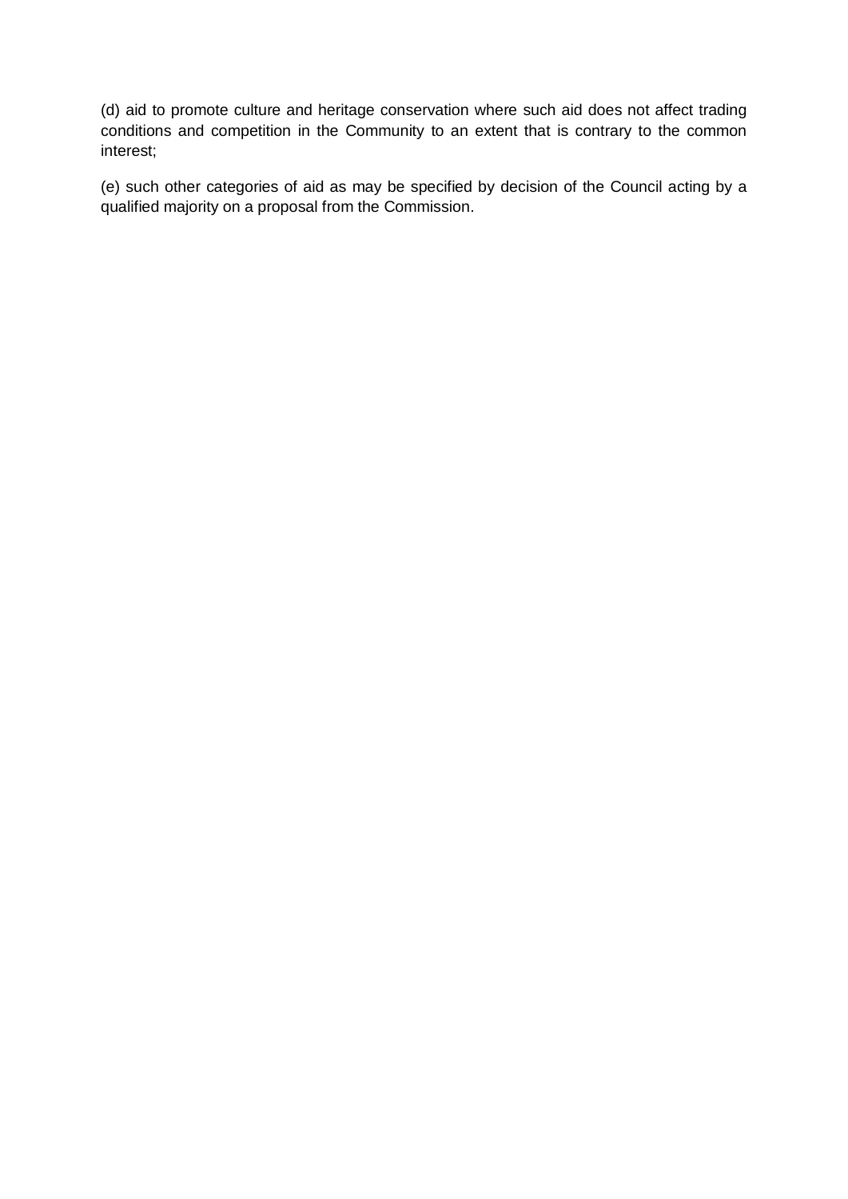(d) aid to promote culture and heritage conservation where such aid does not affect trading conditions and competition in the Community to an extent that is contrary to the common interest;

(e) such other categories of aid as may be specified by decision of the Council acting by a qualified majority on a proposal from the Commission.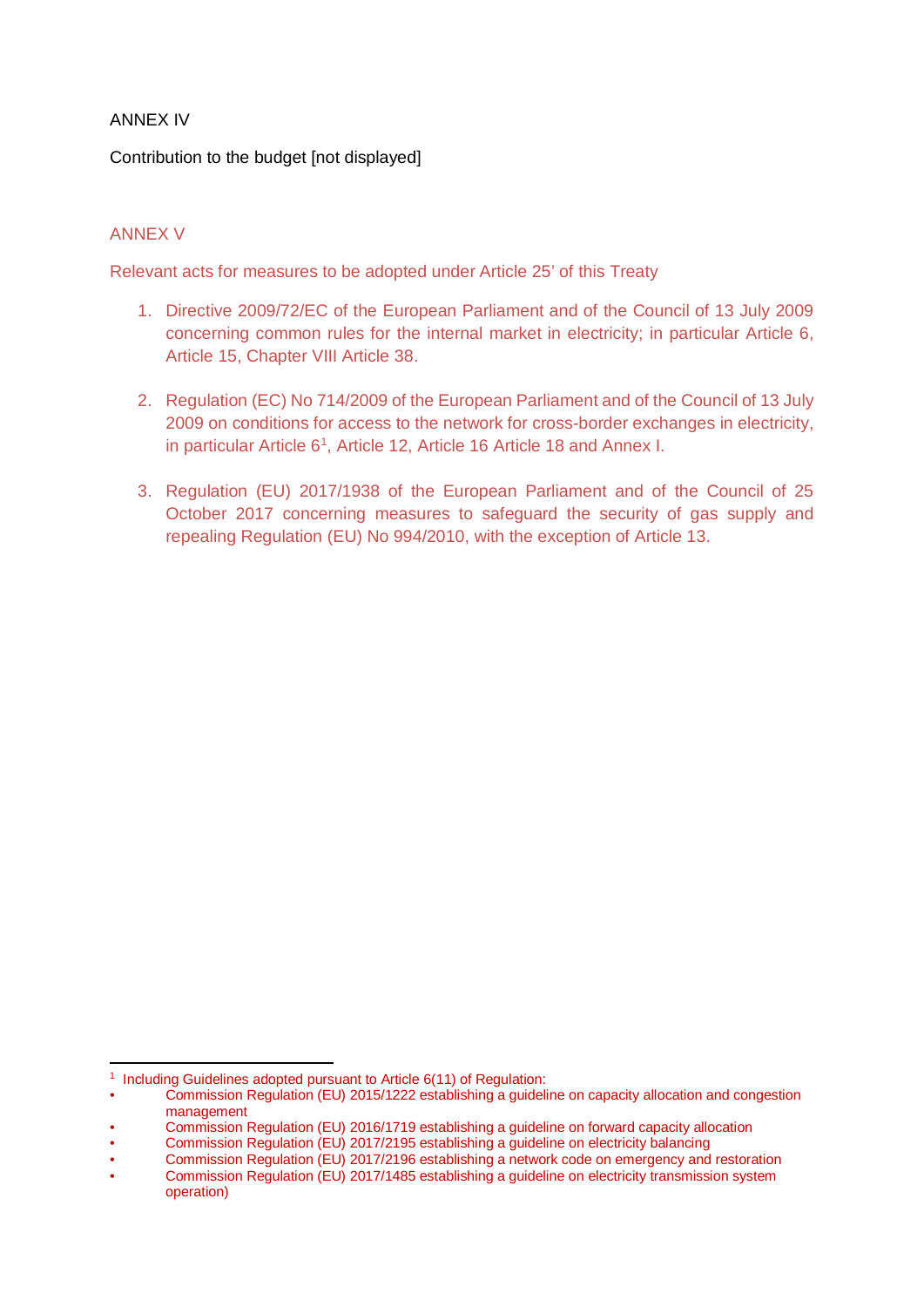ANNEX IV

Contribution to the budget [not displayed]

ANNEX V

Relevant acts for measures to be adopted under Article 25' of this Treaty

1. Directive 2009/72/EC of the European Parliament and of the Council of 13 July 2009 concerning common rules for the internal market in electricity; in particular Article 6, Article 15, Chapter VIII Article 38.

2. Regulation (EC) No 714/2009 of the European Parliament and of the Council of 13 July 2009 on conditions for access to the network for cross-border exchanges in electricity, in particular Article 6[1], Article 12, Article 16 Article 18 and Annex I.

3. Regulation (EU) 2017/1938 of the European Parliament and of the Council of 25 October 2017 concerning measures to safeguard the security of gas supply and repealing Regulation (EU) No 994/2010, with the exception of Article 13.

---

[1] Including Guidelines adopted pursuant to Article 6(11) of Regulation:

- Commission Regulation (EU) 2015/1222 establishing a guideline on capacity allocation and congestion management
- Commission Regulation (EU) 2016/1719 establishing a guideline on forward capacity allocation
- Commission Regulation (EU) 2017/2195 establishing a guideline on electricity balancing
- Commission Regulation (EU) 2017/2196 establishing a network code on emergency and restoration
- Commission Regulation (EU) 2017/1485 establishing a guideline on electricity transmission system operation)